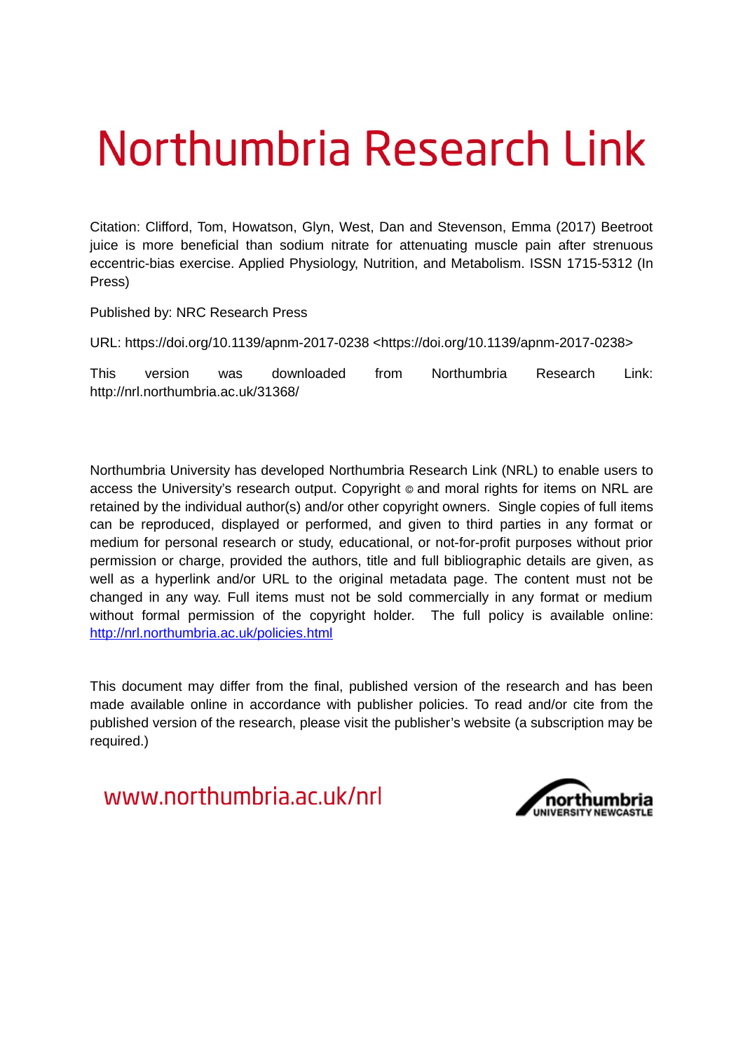# Northumbria Research Link

Citation: Clifford, Tom, Howatson, Glyn, West, Dan and Stevenson, Emma (2017) Beetroot juice is more beneficial than sodium nitrate for attenuating muscle pain after strenuous eccentric-bias exercise. Applied Physiology, Nutrition, and Metabolism. ISSN 1715-5312 (In Press)

Published by: NRC Research Press

URL: https://doi.org/10.1139/apnm-2017-0238 <https://doi.org/10.1139/apnm-2017-0238>

This version was downloaded from Northumbria Research Link: http://nrl.northumbria.ac.uk/31368/

Northumbria University has developed Northumbria Research Link (NRL) to enable users to access the University's research output. Copyright © and moral rights for items on NRL are retained by the individual author(s) and/or other copyright owners. Single copies of full items can be reproduced, displayed or performed, and given to third parties in any format or medium for personal research or study, educational, or not-for-profit purposes without prior permission or charge, provided the authors, title and full bibliographic details are given, as well as a hyperlink and/or URL to the original metadata page. The content must not be changed in any way. Full items must not be sold commercially in any format or medium without formal permission of the copyright holder. The full policy is available online: http://nrl.northumbria.ac.uk/policies.html

This document may differ from the final, published version of the research and has been made available online in accordance with publisher policies. To read and/or cite from the published version of the research, please visit the publisher's website (a subscription may be required.)

www.northumbria.ac.uk/nrl

northumbria UNIVERSITY NEWCASTLE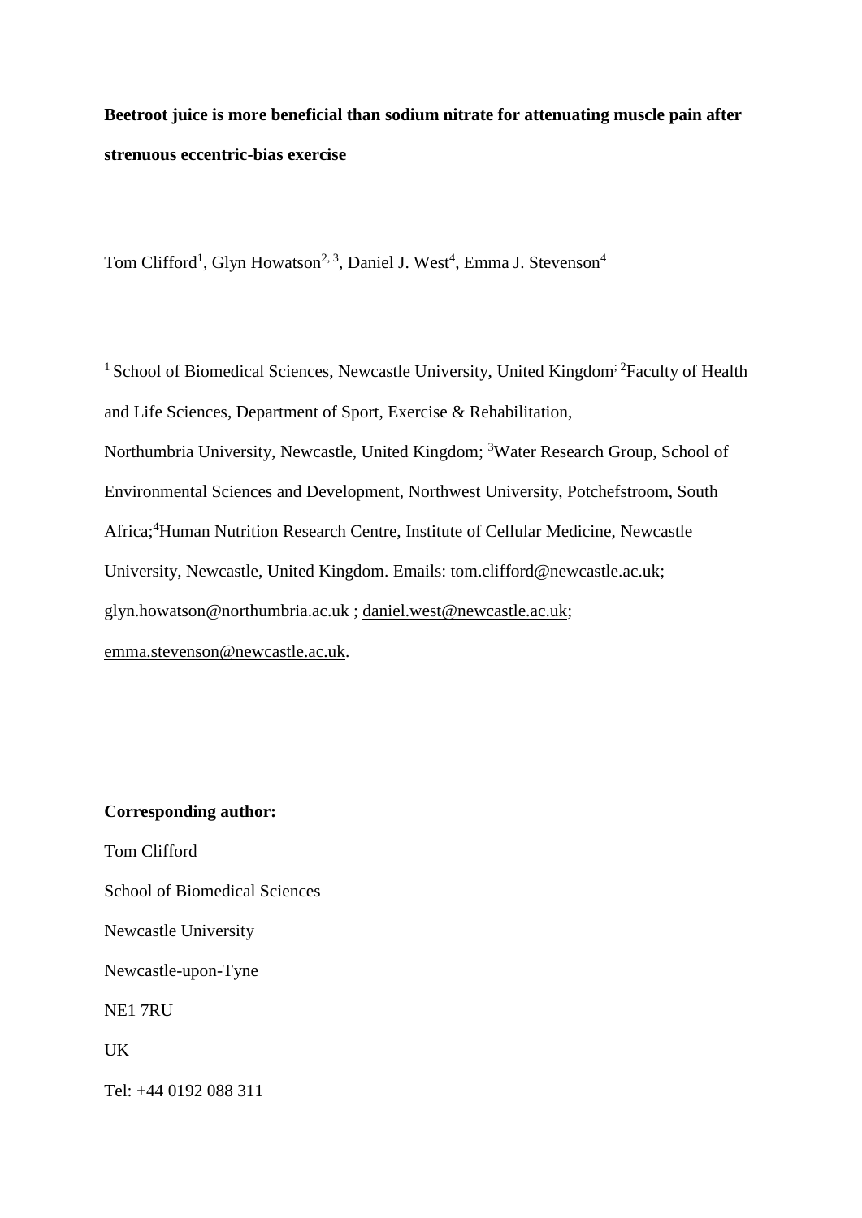**Beetroot juice is more beneficial than sodium nitrate for attenuating muscle pain after strenuous eccentric-bias exercise**

Tom Clifford[1], Glyn Howatson[2, 3], Daniel J. West[4], Emma J. Stevenson[4]

[1] School of Biomedical Sciences, Newcastle University, United Kingdom; [2]Faculty of Health and Life Sciences, Department of Sport, Exercise & Rehabilitation, Northumbria University, Newcastle, United Kingdom; [3]Water Research Group, School of Environmental Sciences and Development, Northwest University, Potchefstroom, South Africa;[4]Human Nutrition Research Centre, Institute of Cellular Medicine, Newcastle University, Newcastle, United Kingdom. Emails: tom.clifford@newcastle.ac.uk; glyn.howatson@northumbria.ac.uk ; daniel.west@newcastle.ac.uk; emma.stevenson@newcastle.ac.uk.

**Corresponding author:**

Tom Clifford

School of Biomedical Sciences

Newcastle University

Newcastle-upon-Tyne

NE1 7RU

UK

Tel: +44 0192 088 311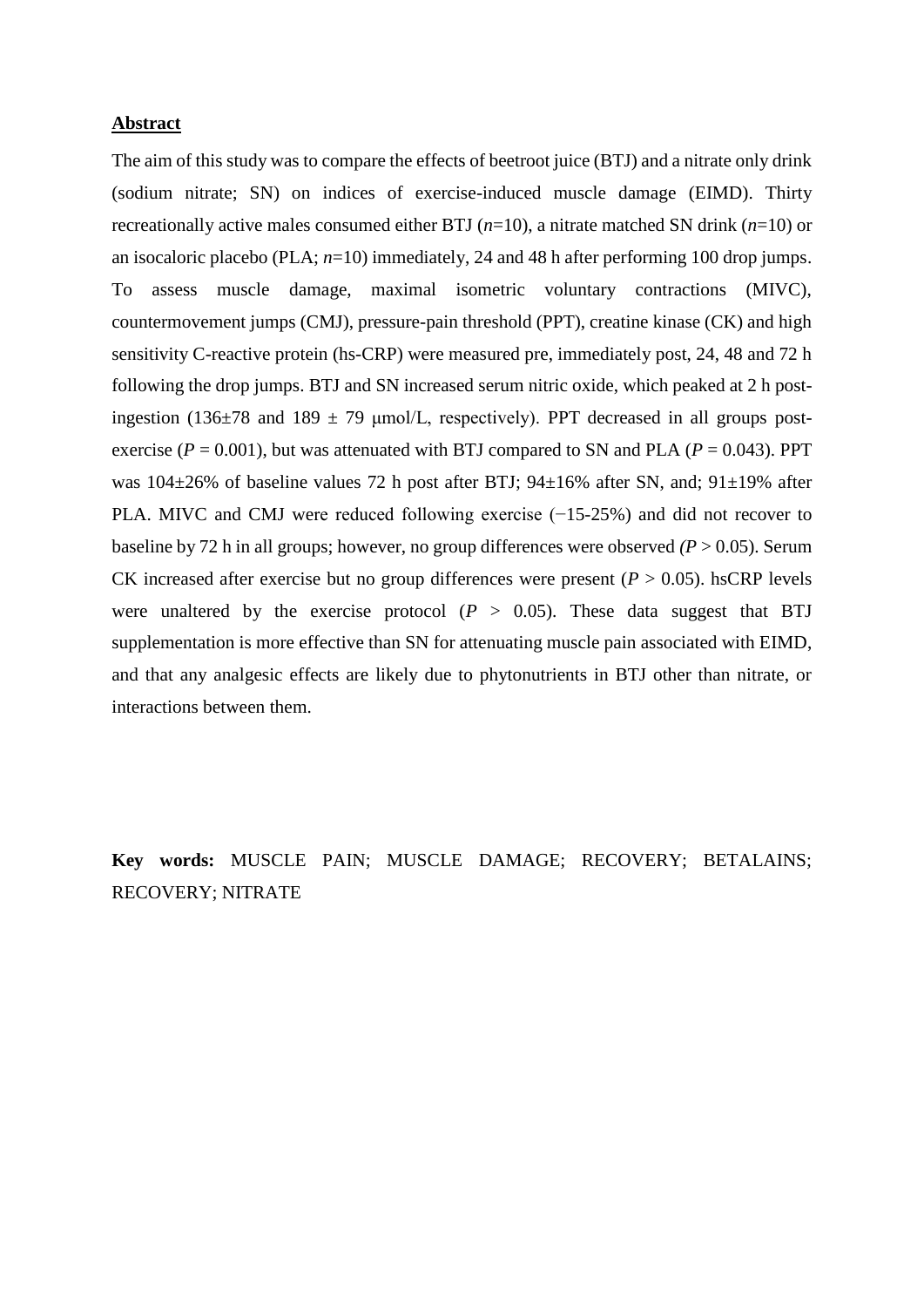## Abstract

The aim of this study was to compare the effects of beetroot juice (BTJ) and a nitrate only drink (sodium nitrate; SN) on indices of exercise-induced muscle damage (EIMD). Thirty recreationally active males consumed either BTJ ($n$=10), a nitrate matched SN drink ($n$=10) or an isocaloric placebo (PLA; $n$=10) immediately, 24 and 48 h after performing 100 drop jumps. To assess muscle damage, maximal isometric voluntary contractions (MIVC), countermovement jumps (CMJ), pressure-pain threshold (PPT), creatine kinase (CK) and high sensitivity C-reactive protein (hs-CRP) were measured pre, immediately post, 24, 48 and 72 h following the drop jumps. BTJ and SN increased serum nitric oxide, which peaked at 2 h post-ingestion (136±78 and 189 ± 79 μmol/L, respectively). PPT decreased in all groups post-exercise ($P$ = 0.001), but was attenuated with BTJ compared to SN and PLA ($P$ = 0.043). PPT was 104±26% of baseline values 72 h post after BTJ; 94±16% after SN, and; 91±19% after PLA. MIVC and CMJ were reduced following exercise (−15-25%) and did not recover to baseline by 72 h in all groups; however, no group differences were observed ($P$ > 0.05). Serum CK increased after exercise but no group differences were present ($P$ > 0.05). hsCRP levels were unaltered by the exercise protocol ($P$ > 0.05). These data suggest that BTJ supplementation is more effective than SN for attenuating muscle pain associated with EIMD, and that any analgesic effects are likely due to phytonutrients in BTJ other than nitrate, or interactions between them.

**Key words:** MUSCLE PAIN; MUSCLE DAMAGE; RECOVERY; BETALAINS; RECOVERY; NITRATE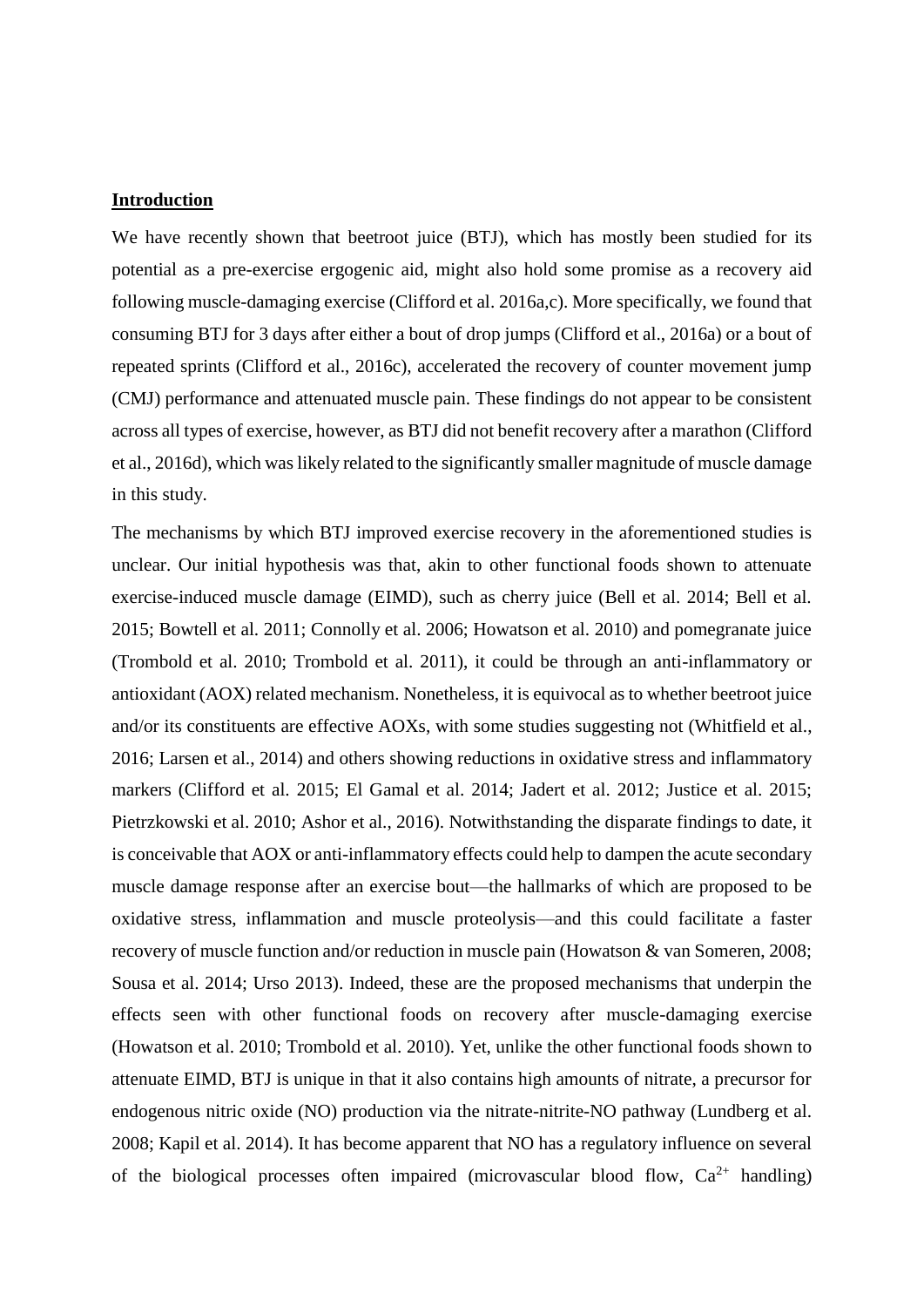## Introduction

We have recently shown that beetroot juice (BTJ), which has mostly been studied for its potential as a pre-exercise ergogenic aid, might also hold some promise as a recovery aid following muscle-damaging exercise (Clifford et al. 2016a,c). More specifically, we found that consuming BTJ for 3 days after either a bout of drop jumps (Clifford et al., 2016a) or a bout of repeated sprints (Clifford et al., 2016c), accelerated the recovery of counter movement jump (CMJ) performance and attenuated muscle pain. These findings do not appear to be consistent across all types of exercise, however, as BTJ did not benefit recovery after a marathon (Clifford et al., 2016d), which was likely related to the significantly smaller magnitude of muscle damage in this study.

The mechanisms by which BTJ improved exercise recovery in the aforementioned studies is unclear. Our initial hypothesis was that, akin to other functional foods shown to attenuate exercise-induced muscle damage (EIMD), such as cherry juice (Bell et al. 2014; Bell et al. 2015; Bowtell et al. 2011; Connolly et al. 2006; Howatson et al. 2010) and pomegranate juice (Trombold et al. 2010; Trombold et al. 2011), it could be through an anti-inflammatory or antioxidant (AOX) related mechanism. Nonetheless, it is equivocal as to whether beetroot juice and/or its constituents are effective AOXs, with some studies suggesting not (Whitfield et al., 2016; Larsen et al., 2014) and others showing reductions in oxidative stress and inflammatory markers (Clifford et al. 2015; El Gamal et al. 2014; Jadert et al. 2012; Justice et al. 2015; Pietrzkowski et al. 2010; Ashor et al., 2016). Notwithstanding the disparate findings to date, it is conceivable that AOX or anti-inflammatory effects could help to dampen the acute secondary muscle damage response after an exercise bout—the hallmarks of which are proposed to be oxidative stress, inflammation and muscle proteolysis—and this could facilitate a faster recovery of muscle function and/or reduction in muscle pain (Howatson & van Someren, 2008; Sousa et al. 2014; Urso 2013). Indeed, these are the proposed mechanisms that underpin the effects seen with other functional foods on recovery after muscle-damaging exercise (Howatson et al. 2010; Trombold et al. 2010). Yet, unlike the other functional foods shown to attenuate EIMD, BTJ is unique in that it also contains high amounts of nitrate, a precursor for endogenous nitric oxide (NO) production via the nitrate-nitrite-NO pathway (Lundberg et al. 2008; Kapil et al. 2014). It has become apparent that NO has a regulatory influence on several of the biological processes often impaired (microvascular blood flow, $Ca^{2+}$ handling)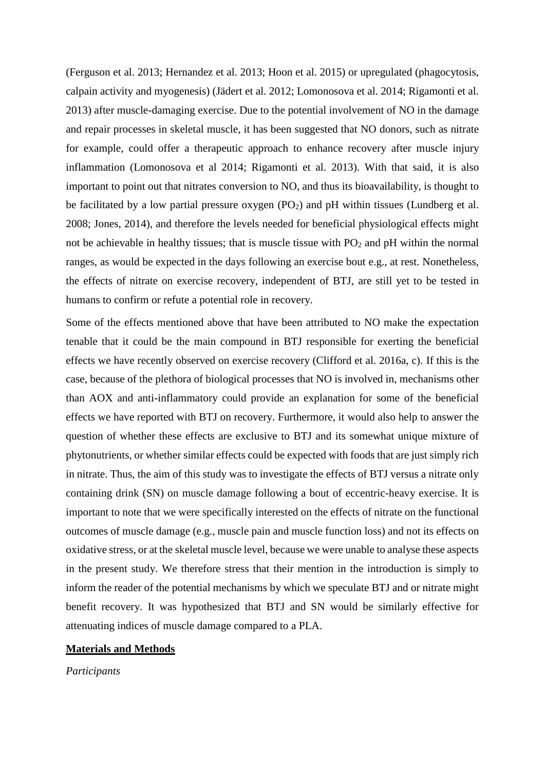(Ferguson et al. 2013; Hernandez et al. 2013; Hoon et al. 2015) or upregulated (phagocytosis, calpain activity and myogenesis) (Jädert et al. 2012; Lomonosova et al. 2014; Rigamonti et al. 2013) after muscle-damaging exercise. Due to the potential involvement of NO in the damage and repair processes in skeletal muscle, it has been suggested that NO donors, such as nitrate for example, could offer a therapeutic approach to enhance recovery after muscle injury inflammation (Lomonosova et al 2014; Rigamonti et al. 2013). With that said, it is also important to point out that nitrates conversion to NO, and thus its bioavailability, is thought to be facilitated by a low partial pressure oxygen ($PO_2$) and pH within tissues (Lundberg et al. 2008; Jones, 2014), and therefore the levels needed for beneficial physiological effects might not be achievable in healthy tissues; that is muscle tissue with $PO_2$ and pH within the normal ranges, as would be expected in the days following an exercise bout e.g., at rest. Nonetheless, the effects of nitrate on exercise recovery, independent of BTJ, are still yet to be tested in humans to confirm or refute a potential role in recovery.

Some of the effects mentioned above that have been attributed to NO make the expectation tenable that it could be the main compound in BTJ responsible for exerting the beneficial effects we have recently observed on exercise recovery (Clifford et al. 2016a, c). If this is the case, because of the plethora of biological processes that NO is involved in, mechanisms other than AOX and anti-inflammatory could provide an explanation for some of the beneficial effects we have reported with BTJ on recovery. Furthermore, it would also help to answer the question of whether these effects are exclusive to BTJ and its somewhat unique mixture of phytonutrients, or whether similar effects could be expected with foods that are just simply rich in nitrate. Thus, the aim of this study was to investigate the effects of BTJ versus a nitrate only containing drink (SN) on muscle damage following a bout of eccentric-heavy exercise. It is important to note that we were specifically interested on the effects of nitrate on the functional outcomes of muscle damage (e.g., muscle pain and muscle function loss) and not its effects on oxidative stress, or at the skeletal muscle level, because we were unable to analyse these aspects in the present study. We therefore stress that their mention in the introduction is simply to inform the reader of the potential mechanisms by which we speculate BTJ and or nitrate might benefit recovery. It was hypothesized that BTJ and SN would be similarly effective for attenuating indices of muscle damage compared to a PLA.

## Materials and Methods

*Participants*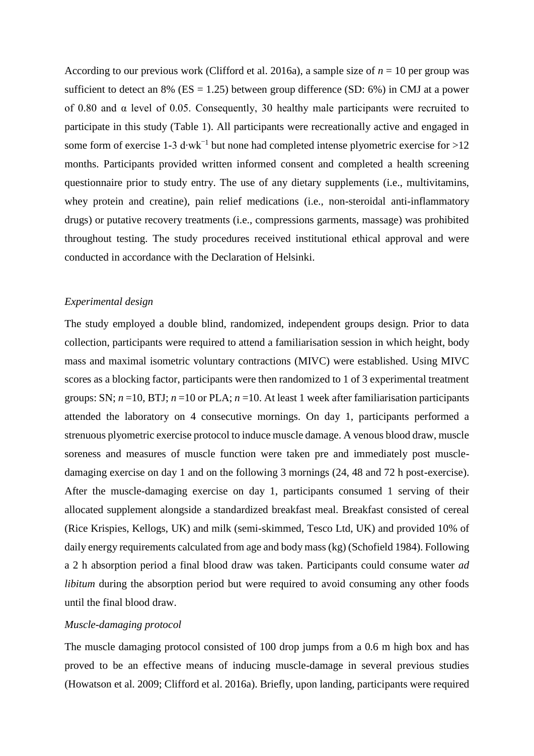According to our previous work (Clifford et al. 2016a), a sample size of *n* = 10 per group was sufficient to detect an 8% (ES = 1.25) between group difference (SD: 6%) in CMJ at a power of 0.80 and α level of 0.05. Consequently, 30 healthy male participants were recruited to participate in this study (Table 1). All participants were recreationally active and engaged in some form of exercise 1-3 $d \cdot wk^{-1}$ but none had completed intense plyometric exercise for >12 months. Participants provided written informed consent and completed a health screening questionnaire prior to study entry. The use of any dietary supplements (i.e., multivitamins, whey protein and creatine), pain relief medications (i.e., non-steroidal anti-inflammatory drugs) or putative recovery treatments (i.e., compressions garments, massage) was prohibited throughout testing. The study procedures received institutional ethical approval and were conducted in accordance with the Declaration of Helsinki.

*Experimental design*

The study employed a double blind, randomized, independent groups design. Prior to data collection, participants were required to attend a familiarisation session in which height, body mass and maximal isometric voluntary contractions (MIVC) were established. Using MIVC scores as a blocking factor, participants were then randomized to 1 of 3 experimental treatment groups: SN; *n* =10, BTJ; *n* =10 or PLA; *n* =10. At least 1 week after familiarisation participants attended the laboratory on 4 consecutive mornings. On day 1, participants performed a strenuous plyometric exercise protocol to induce muscle damage. A venous blood draw, muscle soreness and measures of muscle function were taken pre and immediately post muscle-damaging exercise on day 1 and on the following 3 mornings (24, 48 and 72 h post-exercise). After the muscle-damaging exercise on day 1, participants consumed 1 serving of their allocated supplement alongside a standardized breakfast meal. Breakfast consisted of cereal (Rice Krispies, Kellogs, UK) and milk (semi-skimmed, Tesco Ltd, UK) and provided 10% of daily energy requirements calculated from age and body mass (kg) (Schofield 1984). Following a 2 h absorption period a final blood draw was taken. Participants could consume water *ad libitum* during the absorption period but were required to avoid consuming any other foods until the final blood draw.

*Muscle-damaging protocol*

The muscle damaging protocol consisted of 100 drop jumps from a 0.6 m high box and has proved to be an effective means of inducing muscle-damage in several previous studies (Howatson et al. 2009; Clifford et al. 2016a). Briefly, upon landing, participants were required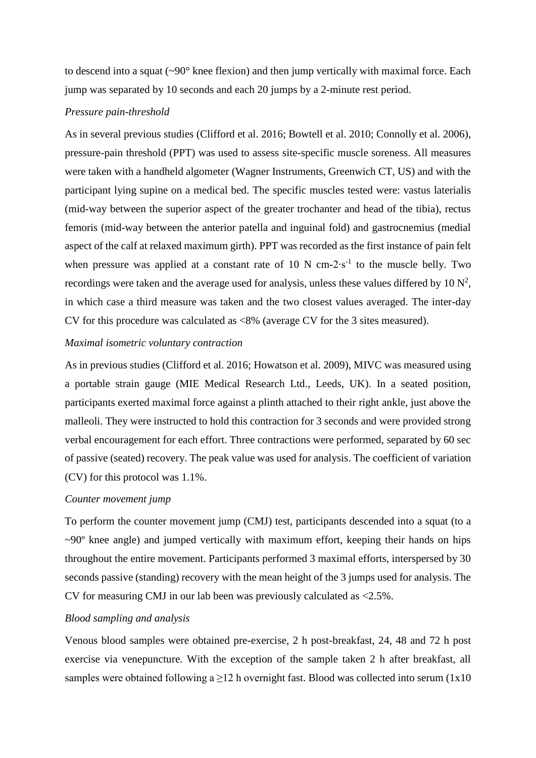to descend into a squat (~90° knee flexion) and then jump vertically with maximal force. Each jump was separated by 10 seconds and each 20 jumps by a 2-minute rest period.

*Pressure pain-threshold*

As in several previous studies (Clifford et al. 2016; Bowtell et al. 2010; Connolly et al. 2006), pressure-pain threshold (PPT) was used to assess site-specific muscle soreness. All measures were taken with a handheld algometer (Wagner Instruments, Greenwich CT, US) and with the participant lying supine on a medical bed. The specific muscles tested were: vastus laterialis (mid-way between the superior aspect of the greater trochanter and head of the tibia), rectus femoris (mid-way between the anterior patella and inguinal fold) and gastrocnemius (medial aspect of the calf at relaxed maximum girth). PPT was recorded as the first instance of pain felt when pressure was applied at a constant rate of 10 N cm-2·$s^{-1}$ to the muscle belly. Two recordings were taken and the average used for analysis, unless these values differed by 10 $N^2$, in which case a third measure was taken and the two closest values averaged. The inter-day CV for this procedure was calculated as <8% (average CV for the 3 sites measured).

*Maximal isometric voluntary contraction*

As in previous studies (Clifford et al. 2016; Howatson et al. 2009), MIVC was measured using a portable strain gauge (MIE Medical Research Ltd., Leeds, UK). In a seated position, participants exerted maximal force against a plinth attached to their right ankle, just above the malleoli. They were instructed to hold this contraction for 3 seconds and were provided strong verbal encouragement for each effort. Three contractions were performed, separated by 60 sec of passive (seated) recovery. The peak value was used for analysis. The coefficient of variation (CV) for this protocol was 1.1%.

*Counter movement jump*

To perform the counter movement jump (CMJ) test, participants descended into a squat (to a ~90º knee angle) and jumped vertically with maximum effort, keeping their hands on hips throughout the entire movement. Participants performed 3 maximal efforts, interspersed by 30 seconds passive (standing) recovery with the mean height of the 3 jumps used for analysis. The CV for measuring CMJ in our lab been was previously calculated as <2.5%.

*Blood sampling and analysis*

Venous blood samples were obtained pre-exercise, 2 h post-breakfast, 24, 48 and 72 h post exercise via venepuncture. With the exception of the sample taken 2 h after breakfast, all samples were obtained following a ≥12 h overnight fast. Blood was collected into serum (1x10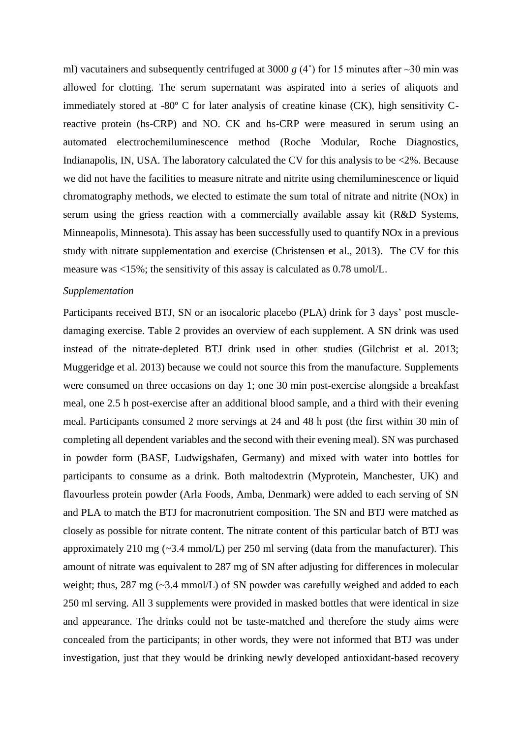ml) vacutainers and subsequently centrifuged at 3000 *g* (4˚) for 15 minutes after ~30 min was allowed for clotting. The serum supernatant was aspirated into a series of aliquots and immediately stored at -80º C for later analysis of creatine kinase (CK), high sensitivity C-reactive protein (hs-CRP) and NO. CK and hs-CRP were measured in serum using an automated electrochemiluminescence method (Roche Modular, Roche Diagnostics, Indianapolis, IN, USA. The laboratory calculated the CV for this analysis to be <2%. Because we did not have the facilities to measure nitrate and nitrite using chemiluminescence or liquid chromatography methods, we elected to estimate the sum total of nitrate and nitrite (NOx) in serum using the griess reaction with a commercially available assay kit (R&D Systems, Minneapolis, Minnesota). This assay has been successfully used to quantify NOx in a previous study with nitrate supplementation and exercise (Christensen et al., 2013). The CV for this measure was <15%; the sensitivity of this assay is calculated as 0.78 umol/L.

*Supplementation*

Participants received BTJ, SN or an isocaloric placebo (PLA) drink for 3 days' post muscle-damaging exercise. Table 2 provides an overview of each supplement. A SN drink was used instead of the nitrate-depleted BTJ drink used in other studies (Gilchrist et al. 2013; Muggeridge et al. 2013) because we could not source this from the manufacture. Supplements were consumed on three occasions on day 1; one 30 min post-exercise alongside a breakfast meal, one 2.5 h post-exercise after an additional blood sample, and a third with their evening meal. Participants consumed 2 more servings at 24 and 48 h post (the first within 30 min of completing all dependent variables and the second with their evening meal). SN was purchased in powder form (BASF, Ludwigshafen, Germany) and mixed with water into bottles for participants to consume as a drink. Both maltodextrin (Myprotein, Manchester, UK) and flavourless protein powder (Arla Foods, Amba, Denmark) were added to each serving of SN and PLA to match the BTJ for macronutrient composition. The SN and BTJ were matched as closely as possible for nitrate content. The nitrate content of this particular batch of BTJ was approximately 210 mg (~3.4 mmol/L) per 250 ml serving (data from the manufacturer). This amount of nitrate was equivalent to 287 mg of SN after adjusting for differences in molecular weight; thus, 287 mg (~3.4 mmol/L) of SN powder was carefully weighed and added to each 250 ml serving. All 3 supplements were provided in masked bottles that were identical in size and appearance. The drinks could not be taste-matched and therefore the study aims were concealed from the participants; in other words, they were not informed that BTJ was under investigation, just that they would be drinking newly developed antioxidant-based recovery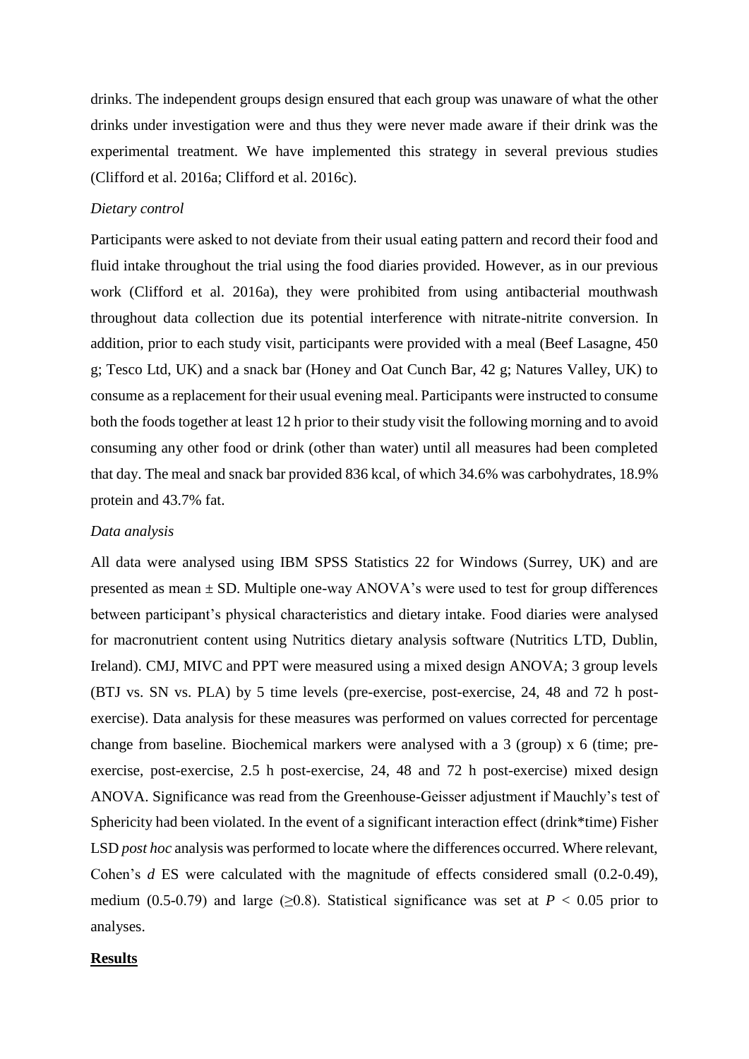drinks. The independent groups design ensured that each group was unaware of what the other drinks under investigation were and thus they were never made aware if their drink was the experimental treatment. We have implemented this strategy in several previous studies (Clifford et al. 2016a; Clifford et al. 2016c).

*Dietary control*

Participants were asked to not deviate from their usual eating pattern and record their food and fluid intake throughout the trial using the food diaries provided. However, as in our previous work (Clifford et al. 2016a), they were prohibited from using antibacterial mouthwash throughout data collection due its potential interference with nitrate-nitrite conversion. In addition, prior to each study visit, participants were provided with a meal (Beef Lasagne, 450 g; Tesco Ltd, UK) and a snack bar (Honey and Oat Cunch Bar, 42 g; Natures Valley, UK) to consume as a replacement for their usual evening meal. Participants were instructed to consume both the foods together at least 12 h prior to their study visit the following morning and to avoid consuming any other food or drink (other than water) until all measures had been completed that day. The meal and snack bar provided 836 kcal, of which 34.6% was carbohydrates, 18.9% protein and 43.7% fat.

*Data analysis*

All data were analysed using IBM SPSS Statistics 22 for Windows (Surrey, UK) and are presented as mean ± SD. Multiple one-way ANOVA's were used to test for group differences between participant's physical characteristics and dietary intake. Food diaries were analysed for macronutrient content using Nutritics dietary analysis software (Nutritics LTD, Dublin, Ireland). CMJ, MIVC and PPT were measured using a mixed design ANOVA; 3 group levels (BTJ vs. SN vs. PLA) by 5 time levels (pre-exercise, post-exercise, 24, 48 and 72 h post-exercise). Data analysis for these measures was performed on values corrected for percentage change from baseline. Biochemical markers were analysed with a 3 (group) x 6 (time; pre-exercise, post-exercise, 2.5 h post-exercise, 24, 48 and 72 h post-exercise) mixed design ANOVA. Significance was read from the Greenhouse-Geisser adjustment if Mauchly's test of Sphericity had been violated. In the event of a significant interaction effect (drink*time) Fisher LSD *post hoc* analysis was performed to locate where the differences occurred. Where relevant, Cohen's *d* ES were calculated with the magnitude of effects considered small (0.2-0.49), medium (0.5-0.79) and large (≥0.8). Statistical significance was set at $P < 0.05$ prior to analyses.

## **Results**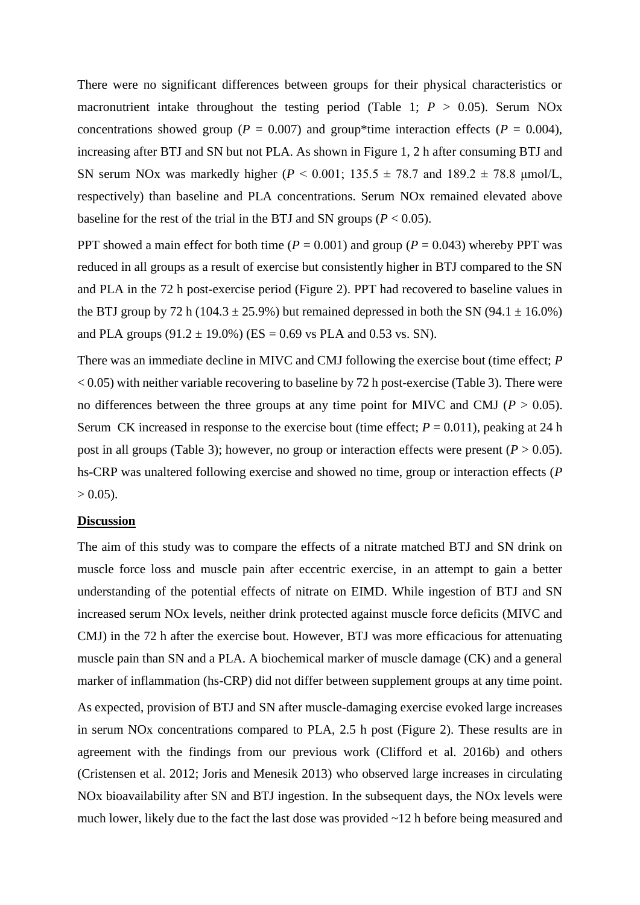There were no significant differences between groups for their physical characteristics or macronutrient intake throughout the testing period (Table 1; $P > 0.05$). Serum NOx concentrations showed group ($P = 0.007$) and group*time interaction effects ($P = 0.004$), increasing after BTJ and SN but not PLA. As shown in Figure 1, 2 h after consuming BTJ and SN serum NOx was markedly higher ($P < 0.001$; 135.5 ± 78.7 and 189.2 ± 78.8 μmol/L, respectively) than baseline and PLA concentrations. Serum NOx remained elevated above baseline for the rest of the trial in the BTJ and SN groups ($P < 0.05$).

PPT showed a main effect for both time ($P = 0.001$) and group ($P = 0.043$) whereby PPT was reduced in all groups as a result of exercise but consistently higher in BTJ compared to the SN and PLA in the 72 h post-exercise period (Figure 2). PPT had recovered to baseline values in the BTJ group by 72 h (104.3 ± 25.9%) but remained depressed in both the SN (94.1 ± 16.0%) and PLA groups (91.2 ± 19.0%) (ES = 0.69 vs PLA and 0.53 vs. SN).

There was an immediate decline in MIVC and CMJ following the exercise bout (time effect; $P < 0.05$) with neither variable recovering to baseline by 72 h post-exercise (Table 3). There were no differences between the three groups at any time point for MIVC and CMJ ($P > 0.05$). Serum CK increased in response to the exercise bout (time effect; $P = 0.011$), peaking at 24 h post in all groups (Table 3); however, no group or interaction effects were present ($P > 0.05$). hs-CRP was unaltered following exercise and showed no time, group or interaction effects ($P > 0.05$).

## Discussion

The aim of this study was to compare the effects of a nitrate matched BTJ and SN drink on muscle force loss and muscle pain after eccentric exercise, in an attempt to gain a better understanding of the potential effects of nitrate on EIMD. While ingestion of BTJ and SN increased serum NOx levels, neither drink protected against muscle force deficits (MIVC and CMJ) in the 72 h after the exercise bout. However, BTJ was more efficacious for attenuating muscle pain than SN and a PLA. A biochemical marker of muscle damage (CK) and a general marker of inflammation (hs-CRP) did not differ between supplement groups at any time point.

As expected, provision of BTJ and SN after muscle-damaging exercise evoked large increases in serum NOx concentrations compared to PLA, 2.5 h post (Figure 2). These results are in agreement with the findings from our previous work (Clifford et al. 2016b) and others (Cristensen et al. 2012; Joris and Menesik 2013) who observed large increases in circulating NOx bioavailability after SN and BTJ ingestion. In the subsequent days, the NOx levels were much lower, likely due to the fact the last dose was provided ~12 h before being measured and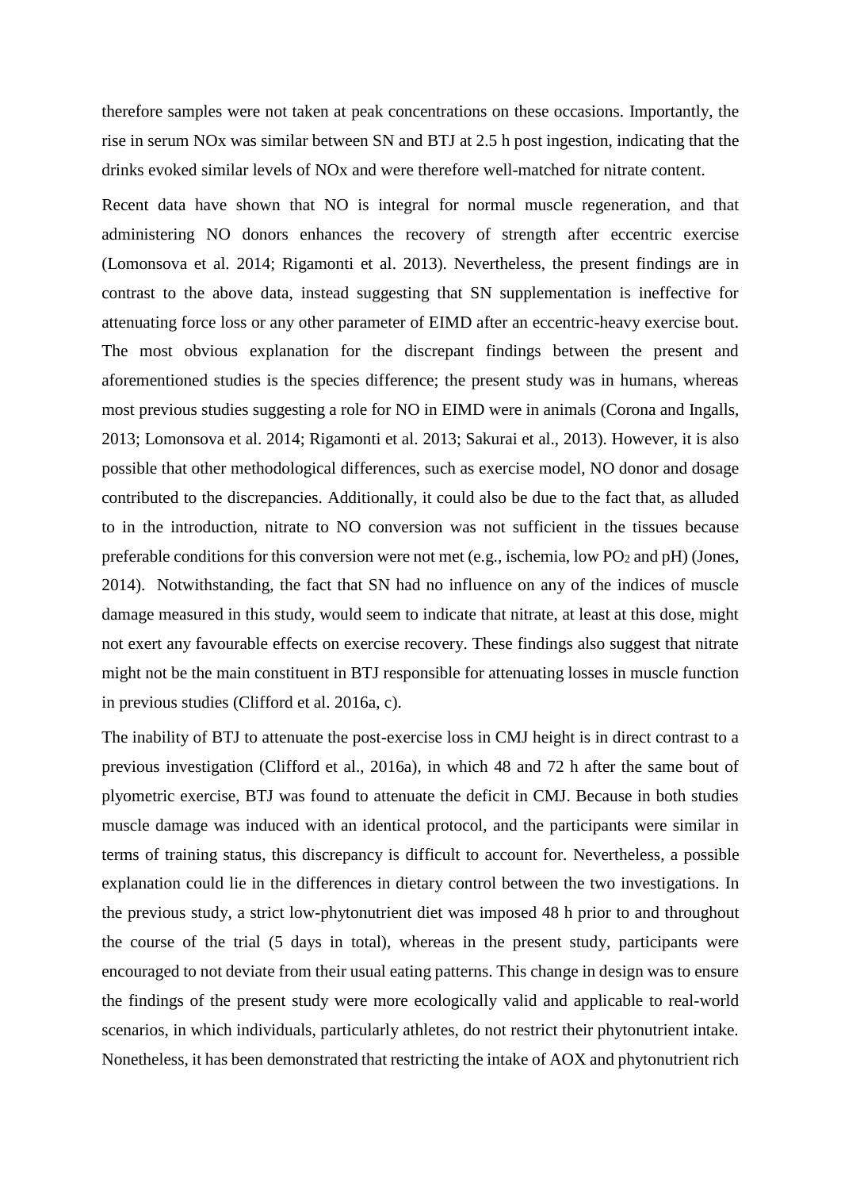therefore samples were not taken at peak concentrations on these occasions. Importantly, the rise in serum NOx was similar between SN and BTJ at 2.5 h post ingestion, indicating that the drinks evoked similar levels of NOx and were therefore well-matched for nitrate content.

Recent data have shown that NO is integral for normal muscle regeneration, and that administering NO donors enhances the recovery of strength after eccentric exercise (Lomonsova et al. 2014; Rigamonti et al. 2013). Nevertheless, the present findings are in contrast to the above data, instead suggesting that SN supplementation is ineffective for attenuating force loss or any other parameter of EIMD after an eccentric-heavy exercise bout. The most obvious explanation for the discrepant findings between the present and aforementioned studies is the species difference; the present study was in humans, whereas most previous studies suggesting a role for NO in EIMD were in animals (Corona and Ingalls, 2013; Lomonsova et al. 2014; Rigamonti et al. 2013; Sakurai et al., 2013). However, it is also possible that other methodological differences, such as exercise model, NO donor and dosage contributed to the discrepancies. Additionally, it could also be due to the fact that, as alluded to in the introduction, nitrate to NO conversion was not sufficient in the tissues because preferable conditions for this conversion were not met (e.g., ischemia, low $PO_2$ and pH) (Jones, 2014). Notwithstanding, the fact that SN had no influence on any of the indices of muscle damage measured in this study, would seem to indicate that nitrate, at least at this dose, might not exert any favourable effects on exercise recovery. These findings also suggest that nitrate might not be the main constituent in BTJ responsible for attenuating losses in muscle function in previous studies (Clifford et al. 2016a, c).

The inability of BTJ to attenuate the post-exercise loss in CMJ height is in direct contrast to a previous investigation (Clifford et al., 2016a), in which 48 and 72 h after the same bout of plyometric exercise, BTJ was found to attenuate the deficit in CMJ. Because in both studies muscle damage was induced with an identical protocol, and the participants were similar in terms of training status, this discrepancy is difficult to account for. Nevertheless, a possible explanation could lie in the differences in dietary control between the two investigations. In the previous study, a strict low-phytonutrient diet was imposed 48 h prior to and throughout the course of the trial (5 days in total), whereas in the present study, participants were encouraged to not deviate from their usual eating patterns. This change in design was to ensure the findings of the present study were more ecologically valid and applicable to real-world scenarios, in which individuals, particularly athletes, do not restrict their phytonutrient intake. Nonetheless, it has been demonstrated that restricting the intake of AOX and phytonutrient rich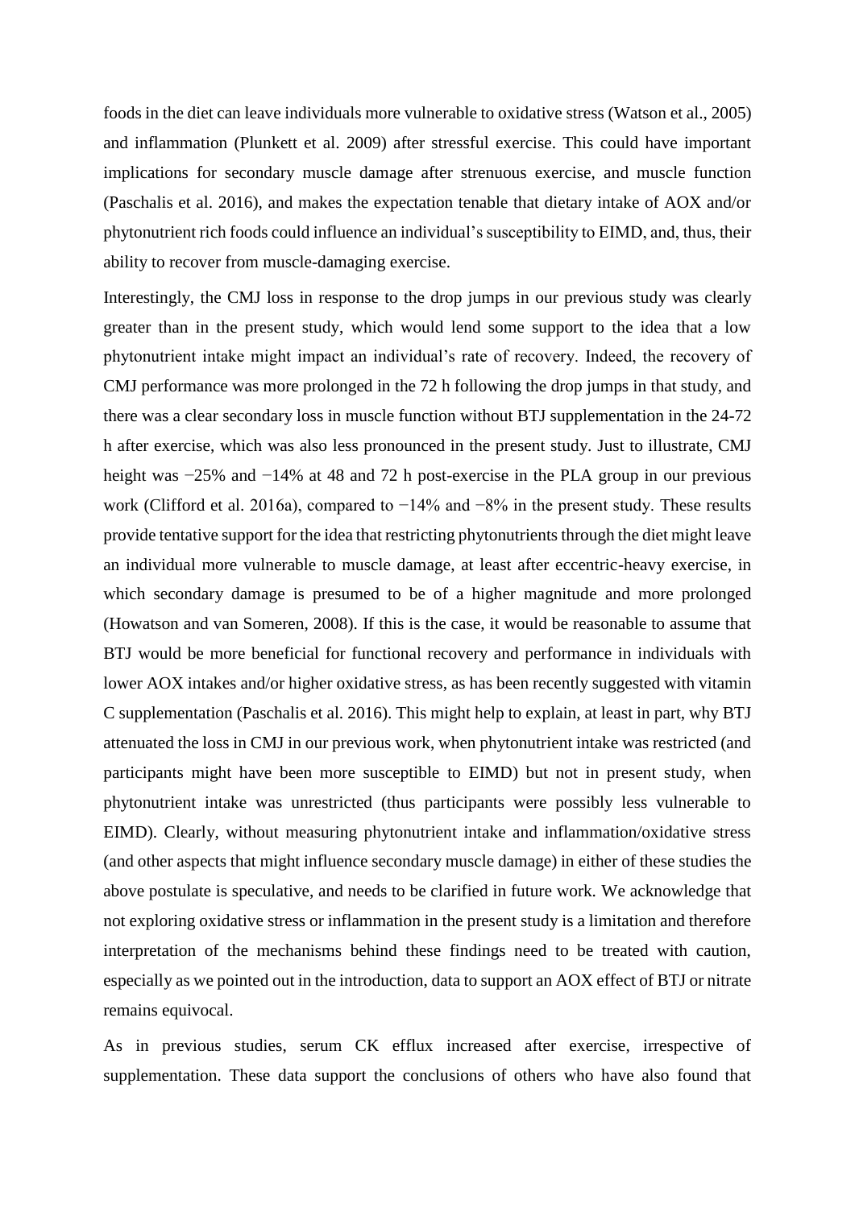foods in the diet can leave individuals more vulnerable to oxidative stress (Watson et al., 2005) and inflammation (Plunkett et al. 2009) after stressful exercise. This could have important implications for secondary muscle damage after strenuous exercise, and muscle function (Paschalis et al. 2016), and makes the expectation tenable that dietary intake of AOX and/or phytonutrient rich foods could influence an individual's susceptibility to EIMD, and, thus, their ability to recover from muscle-damaging exercise.

Interestingly, the CMJ loss in response to the drop jumps in our previous study was clearly greater than in the present study, which would lend some support to the idea that a low phytonutrient intake might impact an individual's rate of recovery. Indeed, the recovery of CMJ performance was more prolonged in the 72 h following the drop jumps in that study, and there was a clear secondary loss in muscle function without BTJ supplementation in the 24-72 h after exercise, which was also less pronounced in the present study. Just to illustrate, CMJ height was −25% and −14% at 48 and 72 h post-exercise in the PLA group in our previous work (Clifford et al. 2016a), compared to −14% and −8% in the present study. These results provide tentative support for the idea that restricting phytonutrients through the diet might leave an individual more vulnerable to muscle damage, at least after eccentric-heavy exercise, in which secondary damage is presumed to be of a higher magnitude and more prolonged (Howatson and van Someren, 2008). If this is the case, it would be reasonable to assume that BTJ would be more beneficial for functional recovery and performance in individuals with lower AOX intakes and/or higher oxidative stress, as has been recently suggested with vitamin C supplementation (Paschalis et al. 2016). This might help to explain, at least in part, why BTJ attenuated the loss in CMJ in our previous work, when phytonutrient intake was restricted (and participants might have been more susceptible to EIMD) but not in present study, when phytonutrient intake was unrestricted (thus participants were possibly less vulnerable to EIMD). Clearly, without measuring phytonutrient intake and inflammation/oxidative stress (and other aspects that might influence secondary muscle damage) in either of these studies the above postulate is speculative, and needs to be clarified in future work. We acknowledge that not exploring oxidative stress or inflammation in the present study is a limitation and therefore interpretation of the mechanisms behind these findings need to be treated with caution, especially as we pointed out in the introduction, data to support an AOX effect of BTJ or nitrate remains equivocal.

As in previous studies, serum CK efflux increased after exercise, irrespective of supplementation. These data support the conclusions of others who have also found that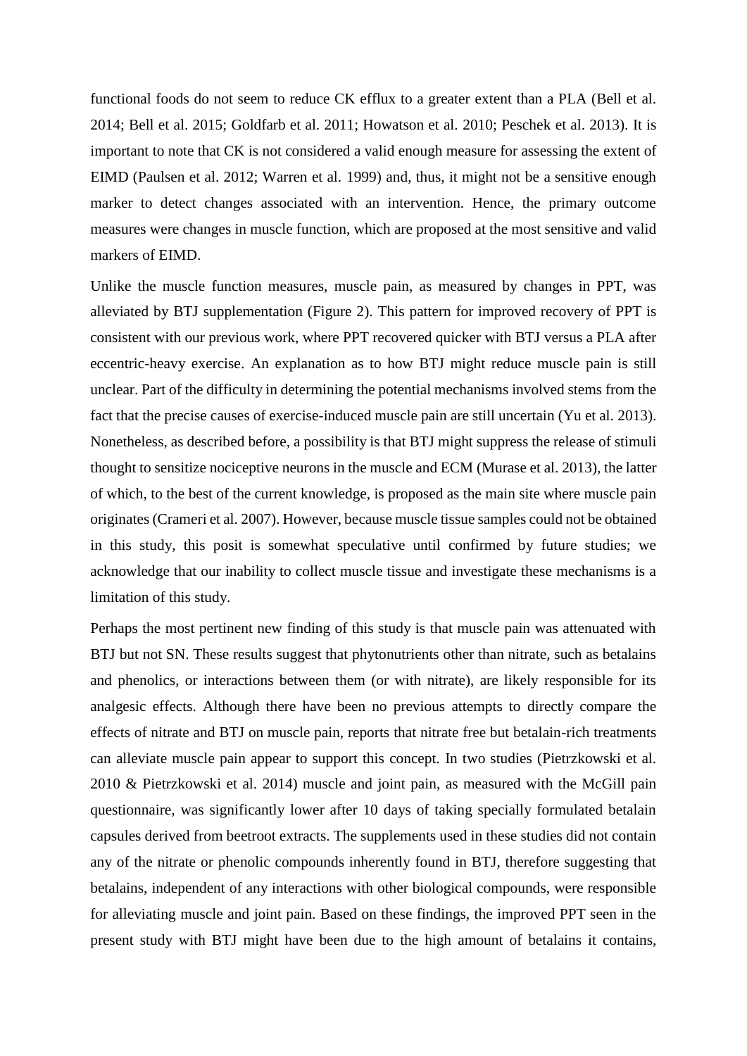functional foods do not seem to reduce CK efflux to a greater extent than a PLA (Bell et al. 2014; Bell et al. 2015; Goldfarb et al. 2011; Howatson et al. 2010; Peschek et al. 2013). It is important to note that CK is not considered a valid enough measure for assessing the extent of EIMD (Paulsen et al. 2012; Warren et al. 1999) and, thus, it might not be a sensitive enough marker to detect changes associated with an intervention. Hence, the primary outcome measures were changes in muscle function, which are proposed at the most sensitive and valid markers of EIMD.

Unlike the muscle function measures, muscle pain, as measured by changes in PPT, was alleviated by BTJ supplementation (Figure 2). This pattern for improved recovery of PPT is consistent with our previous work, where PPT recovered quicker with BTJ versus a PLA after eccentric-heavy exercise. An explanation as to how BTJ might reduce muscle pain is still unclear. Part of the difficulty in determining the potential mechanisms involved stems from the fact that the precise causes of exercise-induced muscle pain are still uncertain (Yu et al. 2013). Nonetheless, as described before, a possibility is that BTJ might suppress the release of stimuli thought to sensitize nociceptive neurons in the muscle and ECM (Murase et al. 2013), the latter of which, to the best of the current knowledge, is proposed as the main site where muscle pain originates (Crameri et al. 2007). However, because muscle tissue samples could not be obtained in this study, this posit is somewhat speculative until confirmed by future studies; we acknowledge that our inability to collect muscle tissue and investigate these mechanisms is a limitation of this study.

Perhaps the most pertinent new finding of this study is that muscle pain was attenuated with BTJ but not SN. These results suggest that phytonutrients other than nitrate, such as betalains and phenolics, or interactions between them (or with nitrate), are likely responsible for its analgesic effects. Although there have been no previous attempts to directly compare the effects of nitrate and BTJ on muscle pain, reports that nitrate free but betalain-rich treatments can alleviate muscle pain appear to support this concept. In two studies (Pietrzkowski et al. 2010 & Pietrzkowski et al. 2014) muscle and joint pain, as measured with the McGill pain questionnaire, was significantly lower after 10 days of taking specially formulated betalain capsules derived from beetroot extracts. The supplements used in these studies did not contain any of the nitrate or phenolic compounds inherently found in BTJ, therefore suggesting that betalains, independent of any interactions with other biological compounds, were responsible for alleviating muscle and joint pain. Based on these findings, the improved PPT seen in the present study with BTJ might have been due to the high amount of betalains it contains,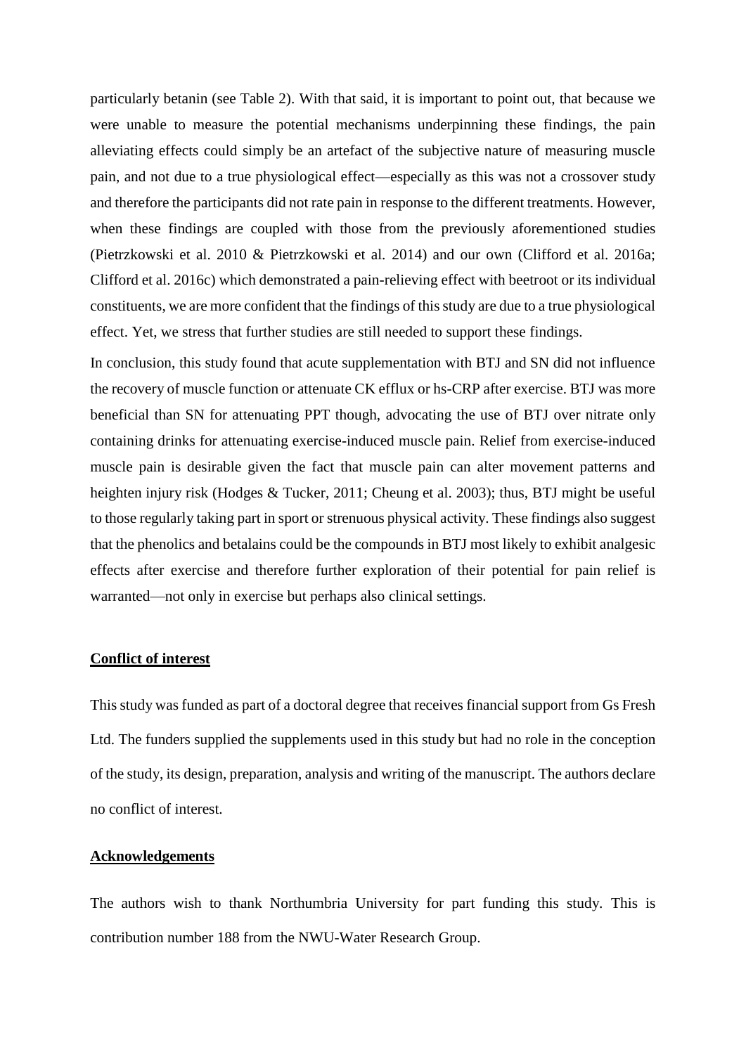particularly betanin (see Table 2). With that said, it is important to point out, that because we were unable to measure the potential mechanisms underpinning these findings, the pain alleviating effects could simply be an artefact of the subjective nature of measuring muscle pain, and not due to a true physiological effect—especially as this was not a crossover study and therefore the participants did not rate pain in response to the different treatments. However, when these findings are coupled with those from the previously aforementioned studies (Pietrzkowski et al. 2010 & Pietrzkowski et al. 2014) and our own (Clifford et al. 2016a; Clifford et al. 2016c) which demonstrated a pain-relieving effect with beetroot or its individual constituents, we are more confident that the findings of this study are due to a true physiological effect. Yet, we stress that further studies are still needed to support these findings.

In conclusion, this study found that acute supplementation with BTJ and SN did not influence the recovery of muscle function or attenuate CK efflux or hs-CRP after exercise. BTJ was more beneficial than SN for attenuating PPT though, advocating the use of BTJ over nitrate only containing drinks for attenuating exercise-induced muscle pain. Relief from exercise-induced muscle pain is desirable given the fact that muscle pain can alter movement patterns and heighten injury risk (Hodges & Tucker, 2011; Cheung et al. 2003); thus, BTJ might be useful to those regularly taking part in sport or strenuous physical activity. These findings also suggest that the phenolics and betalains could be the compounds in BTJ most likely to exhibit analgesic effects after exercise and therefore further exploration of their potential for pain relief is warranted—not only in exercise but perhaps also clinical settings.

## Conflict of interest

This study was funded as part of a doctoral degree that receives financial support from Gs Fresh Ltd. The funders supplied the supplements used in this study but had no role in the conception of the study, its design, preparation, analysis and writing of the manuscript. The authors declare no conflict of interest.

## Acknowledgements

The authors wish to thank Northumbria University for part funding this study. This is contribution number 188 from the NWU-Water Research Group.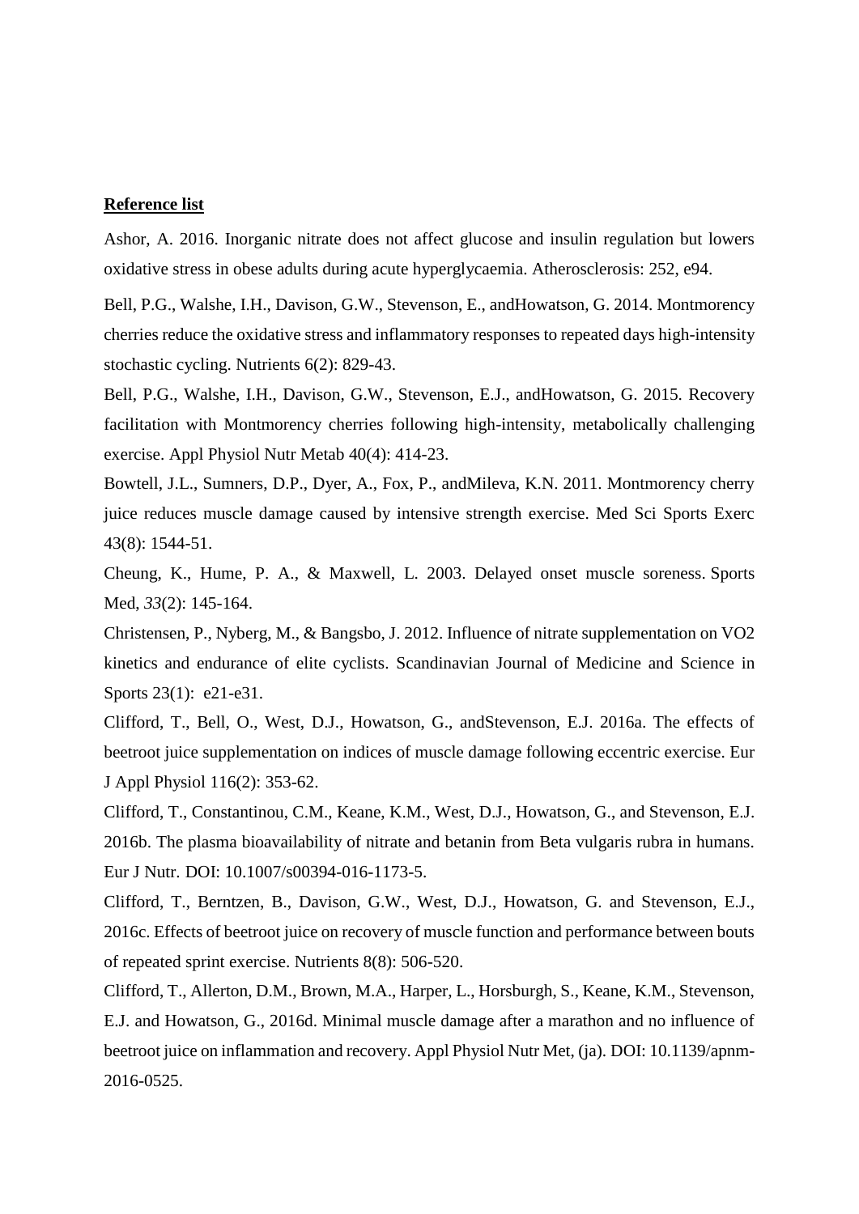**Reference list**

Ashor, A. 2016. Inorganic nitrate does not affect glucose and insulin regulation but lowers oxidative stress in obese adults during acute hyperglycaemia. Atherosclerosis: 252, e94.

Bell, P.G., Walshe, I.H., Davison, G.W., Stevenson, E., andHowatson, G. 2014. Montmorency cherries reduce the oxidative stress and inflammatory responses to repeated days high-intensity stochastic cycling. Nutrients 6(2): 829-43.

Bell, P.G., Walshe, I.H., Davison, G.W., Stevenson, E.J., andHowatson, G. 2015. Recovery facilitation with Montmorency cherries following high-intensity, metabolically challenging exercise. Appl Physiol Nutr Metab 40(4): 414-23.

Bowtell, J.L., Sumners, D.P., Dyer, A., Fox, P., andMileva, K.N. 2011. Montmorency cherry juice reduces muscle damage caused by intensive strength exercise. Med Sci Sports Exerc 43(8): 1544-51.

Cheung, K., Hume, P. A., & Maxwell, L. 2003. Delayed onset muscle soreness. Sports Med, *33*(2): 145-164.

Christensen, P., Nyberg, M., & Bangsbo, J. 2012. Influence of nitrate supplementation on VO2 kinetics and endurance of elite cyclists. Scandinavian Journal of Medicine and Science in Sports 23(1): e21-e31.

Clifford, T., Bell, O., West, D.J., Howatson, G., andStevenson, E.J. 2016a. The effects of beetroot juice supplementation on indices of muscle damage following eccentric exercise. Eur J Appl Physiol 116(2): 353-62.

Clifford, T., Constantinou, C.M., Keane, K.M., West, D.J., Howatson, G., and Stevenson, E.J. 2016b. The plasma bioavailability of nitrate and betanin from Beta vulgaris rubra in humans. Eur J Nutr. DOI: 10.1007/s00394-016-1173-5.

Clifford, T., Berntzen, B., Davison, G.W., West, D.J., Howatson, G. and Stevenson, E.J., 2016c. Effects of beetroot juice on recovery of muscle function and performance between bouts of repeated sprint exercise. Nutrients 8(8): 506-520.

Clifford, T., Allerton, D.M., Brown, M.A., Harper, L., Horsburgh, S., Keane, K.M., Stevenson, E.J. and Howatson, G., 2016d. Minimal muscle damage after a marathon and no influence of beetroot juice on inflammation and recovery. Appl Physiol Nutr Met, (ja). DOI: 10.1139/apnm-2016-0525.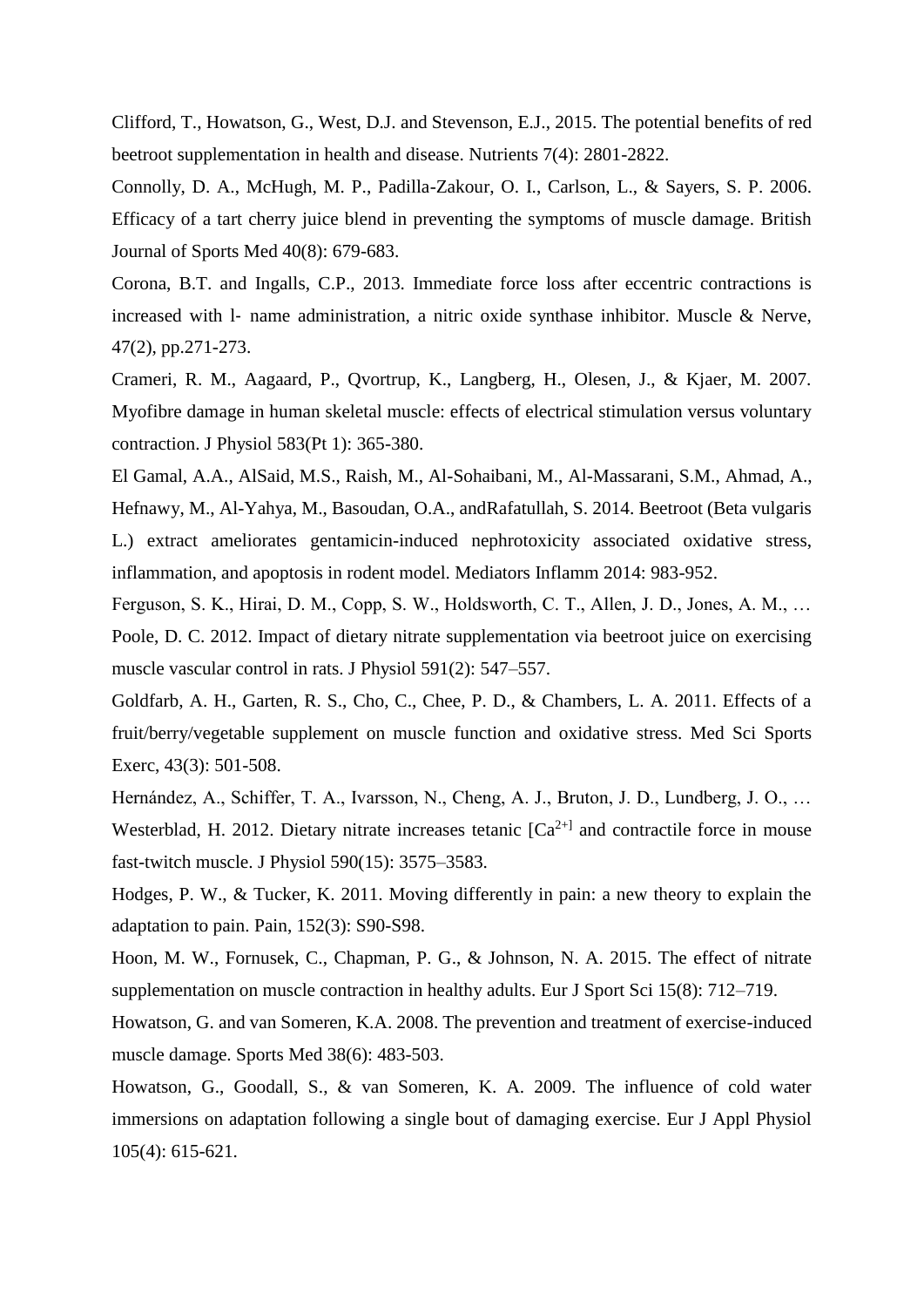Clifford, T., Howatson, G., West, D.J. and Stevenson, E.J., 2015. The potential benefits of red beetroot supplementation in health and disease. Nutrients 7(4): 2801-2822.

Connolly, D. A., McHugh, M. P., Padilla-Zakour, O. I., Carlson, L., & Sayers, S. P. 2006. Efficacy of a tart cherry juice blend in preventing the symptoms of muscle damage. British Journal of Sports Med 40(8): 679-683.

Corona, B.T. and Ingalls, C.P., 2013. Immediate force loss after eccentric contractions is increased with l‐ name administration, a nitric oxide synthase inhibitor. Muscle & Nerve, 47(2), pp.271-273.

Crameri, R. M., Aagaard, P., Qvortrup, K., Langberg, H., Olesen, J., & Kjaer, M. 2007. Myofibre damage in human skeletal muscle: effects of electrical stimulation versus voluntary contraction. J Physiol 583(Pt 1): 365-380.

El Gamal, A.A., AlSaid, M.S., Raish, M., Al-Sohaibani, M., Al-Massarani, S.M., Ahmad, A., Hefnawy, M., Al-Yahya, M., Basoudan, O.A., andRafatullah, S. 2014. Beetroot (Beta vulgaris L.) extract ameliorates gentamicin-induced nephrotoxicity associated oxidative stress, inflammation, and apoptosis in rodent model. Mediators Inflamm 2014: 983-952.

Ferguson, S. K., Hirai, D. M., Copp, S. W., Holdsworth, C. T., Allen, J. D., Jones, A. M., … Poole, D. C. 2012. Impact of dietary nitrate supplementation via beetroot juice on exercising muscle vascular control in rats. J Physiol 591(2): 547–557.

Goldfarb, A. H., Garten, R. S., Cho, C., Chee, P. D., & Chambers, L. A. 2011. Effects of a fruit/berry/vegetable supplement on muscle function and oxidative stress. Med Sci Sports Exerc, 43(3): 501-508.

Hernández, A., Schiffer, T. A., Ivarsson, N., Cheng, A. J., Bruton, J. D., Lundberg, J. O., … Westerblad, H. 2012. Dietary nitrate increases tetanic [$Ca^{2+]}$ and contractile force in mouse fast-twitch muscle. J Physiol 590(15): 3575–3583.

Hodges, P. W., & Tucker, K. 2011. Moving differently in pain: a new theory to explain the adaptation to pain. Pain, 152(3): S90-S98.

Hoon, M. W., Fornusek, C., Chapman, P. G., & Johnson, N. A. 2015. The effect of nitrate supplementation on muscle contraction in healthy adults. Eur J Sport Sci 15(8): 712–719.

Howatson, G. and van Someren, K.A. 2008. The prevention and treatment of exercise-induced muscle damage. Sports Med 38(6): 483-503.

Howatson, G., Goodall, S., & van Someren, K. A. 2009. The influence of cold water immersions on adaptation following a single bout of damaging exercise. Eur J Appl Physiol 105(4): 615-621.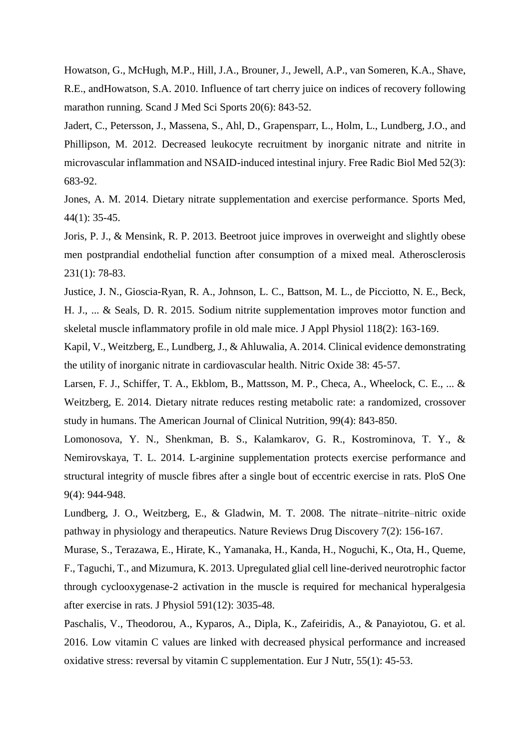Howatson, G., McHugh, M.P., Hill, J.A., Brouner, J., Jewell, A.P., van Someren, K.A., Shave, R.E., andHowatson, S.A. 2010. Influence of tart cherry juice on indices of recovery following marathon running. Scand J Med Sci Sports 20(6): 843-52.

Jadert, C., Petersson, J., Massena, S., Ahl, D., Grapensparr, L., Holm, L., Lundberg, J.O., and Phillipson, M. 2012. Decreased leukocyte recruitment by inorganic nitrate and nitrite in microvascular inflammation and NSAID-induced intestinal injury. Free Radic Biol Med 52(3): 683-92.

Jones, A. M. 2014. Dietary nitrate supplementation and exercise performance. Sports Med, 44(1): 35-45.

Joris, P. J., & Mensink, R. P. 2013. Beetroot juice improves in overweight and slightly obese men postprandial endothelial function after consumption of a mixed meal. Atherosclerosis 231(1): 78-83.

Justice, J. N., Gioscia-Ryan, R. A., Johnson, L. C., Battson, M. L., de Picciotto, N. E., Beck, H. J., ... & Seals, D. R. 2015. Sodium nitrite supplementation improves motor function and skeletal muscle inflammatory profile in old male mice. J Appl Physiol 118(2): 163-169.

Kapil, V., Weitzberg, E., Lundberg, J., & Ahluwalia, A. 2014. Clinical evidence demonstrating the utility of inorganic nitrate in cardiovascular health. Nitric Oxide 38: 45-57.

Larsen, F. J., Schiffer, T. A., Ekblom, B., Mattsson, M. P., Checa, A., Wheelock, C. E., ... & Weitzberg, E. 2014. Dietary nitrate reduces resting metabolic rate: a randomized, crossover study in humans. The American Journal of Clinical Nutrition, 99(4): 843-850.

Lomonosova, Y. N., Shenkman, B. S., Kalamkarov, G. R., Kostrominova, T. Y., & Nemirovskaya, T. L. 2014. L-arginine supplementation protects exercise performance and structural integrity of muscle fibres after a single bout of eccentric exercise in rats. PloS One 9(4): 944-948.

Lundberg, J. O., Weitzberg, E., & Gladwin, M. T. 2008. The nitrate–nitrite–nitric oxide pathway in physiology and therapeutics. Nature Reviews Drug Discovery 7(2): 156-167.

Murase, S., Terazawa, E., Hirate, K., Yamanaka, H., Kanda, H., Noguchi, K., Ota, H., Queme, F., Taguchi, T., and Mizumura, K. 2013. Upregulated glial cell line-derived neurotrophic factor through cyclooxygenase-2 activation in the muscle is required for mechanical hyperalgesia after exercise in rats. J Physiol 591(12): 3035-48.

Paschalis, V., Theodorou, A., Kyparos, A., Dipla, K., Zafeiridis, A., & Panayiotou, G. et al. 2016. Low vitamin C values are linked with decreased physical performance and increased oxidative stress: reversal by vitamin C supplementation. Eur J Nutr, 55(1): 45-53.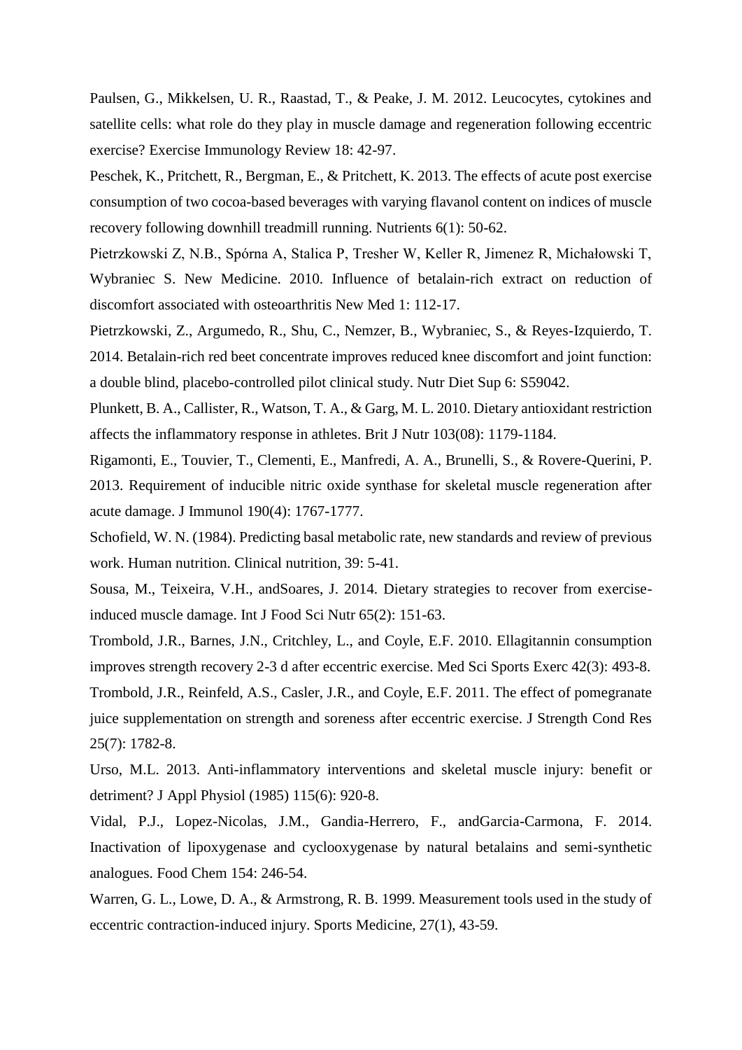Paulsen, G., Mikkelsen, U. R., Raastad, T., & Peake, J. M. 2012. Leucocytes, cytokines and satellite cells: what role do they play in muscle damage and regeneration following eccentric exercise? Exercise Immunology Review 18: 42-97.

Peschek, K., Pritchett, R., Bergman, E., & Pritchett, K. 2013. The effects of acute post exercise consumption of two cocoa-based beverages with varying flavanol content on indices of muscle recovery following downhill treadmill running. Nutrients 6(1): 50-62.

Pietrzkowski Z, N.B., Spórna A, Stalica P, Tresher W, Keller R, Jimenez R, Michałowski T, Wybraniec S. New Medicine. 2010. Influence of betalain-rich extract on reduction of discomfort associated with osteoarthritis New Med 1: 112-17.

Pietrzkowski, Z., Argumedo, R., Shu, C., Nemzer, B., Wybraniec, S., & Reyes-Izquierdo, T. 2014. Betalain-rich red beet concentrate improves reduced knee discomfort and joint function: a double blind, placebo-controlled pilot clinical study. Nutr Diet Sup 6: S59042.

Plunkett, B. A., Callister, R., Watson, T. A., & Garg, M. L. 2010. Dietary antioxidant restriction affects the inflammatory response in athletes. Brit J Nutr 103(08): 1179-1184.

Rigamonti, E., Touvier, T., Clementi, E., Manfredi, A. A., Brunelli, S., & Rovere-Querini, P. 2013. Requirement of inducible nitric oxide synthase for skeletal muscle regeneration after acute damage. J Immunol 190(4): 1767-1777.

Schofield, W. N. (1984). Predicting basal metabolic rate, new standards and review of previous work. Human nutrition. Clinical nutrition, 39: 5-41.

Sousa, M., Teixeira, V.H., andSoares, J. 2014. Dietary strategies to recover from exercise-induced muscle damage. Int J Food Sci Nutr 65(2): 151-63.

Trombold, J.R., Barnes, J.N., Critchley, L., and Coyle, E.F. 2010. Ellagitannin consumption improves strength recovery 2-3 d after eccentric exercise. Med Sci Sports Exerc 42(3): 493-8.

Trombold, J.R., Reinfeld, A.S., Casler, J.R., and Coyle, E.F. 2011. The effect of pomegranate juice supplementation on strength and soreness after eccentric exercise. J Strength Cond Res 25(7): 1782-8.

Urso, M.L. 2013. Anti-inflammatory interventions and skeletal muscle injury: benefit or detriment? J Appl Physiol (1985) 115(6): 920-8.

Vidal, P.J., Lopez-Nicolas, J.M., Gandia-Herrero, F., andGarcia-Carmona, F. 2014. Inactivation of lipoxygenase and cyclooxygenase by natural betalains and semi-synthetic analogues. Food Chem 154: 246-54.

Warren, G. L., Lowe, D. A., & Armstrong, R. B. 1999. Measurement tools used in the study of eccentric contraction-induced injury. Sports Medicine, 27(1), 43-59.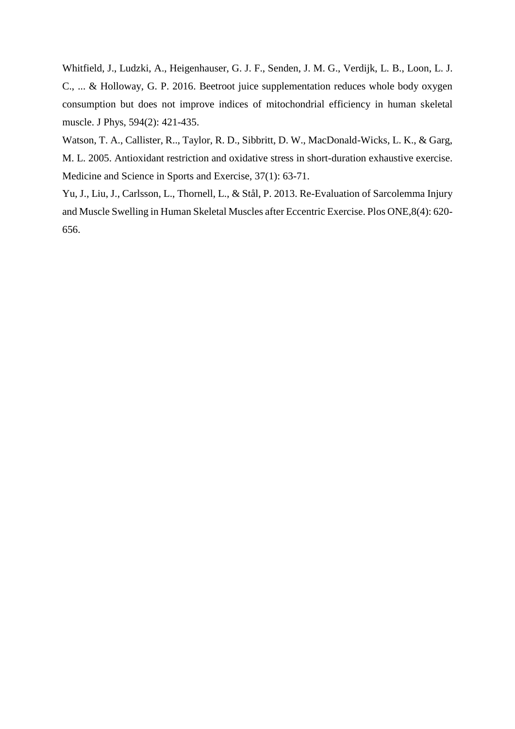Whitfield, J., Ludzki, A., Heigenhauser, G. J. F., Senden, J. M. G., Verdijk, L. B., Loon, L. J. C., ... & Holloway, G. P. 2016. Beetroot juice supplementation reduces whole body oxygen consumption but does not improve indices of mitochondrial efficiency in human skeletal muscle. J Phys, 594(2): 421-435.

Watson, T. A., Callister, R.., Taylor, R. D., Sibbritt, D. W., MacDonald-Wicks, L. K., & Garg, M. L. 2005. Antioxidant restriction and oxidative stress in short-duration exhaustive exercise. Medicine and Science in Sports and Exercise, 37(1): 63-71.

Yu, J., Liu, J., Carlsson, L., Thornell, L., & Stål, P. 2013. Re-Evaluation of Sarcolemma Injury and Muscle Swelling in Human Skeletal Muscles after Eccentric Exercise. Plos ONE,8(4): 620-656.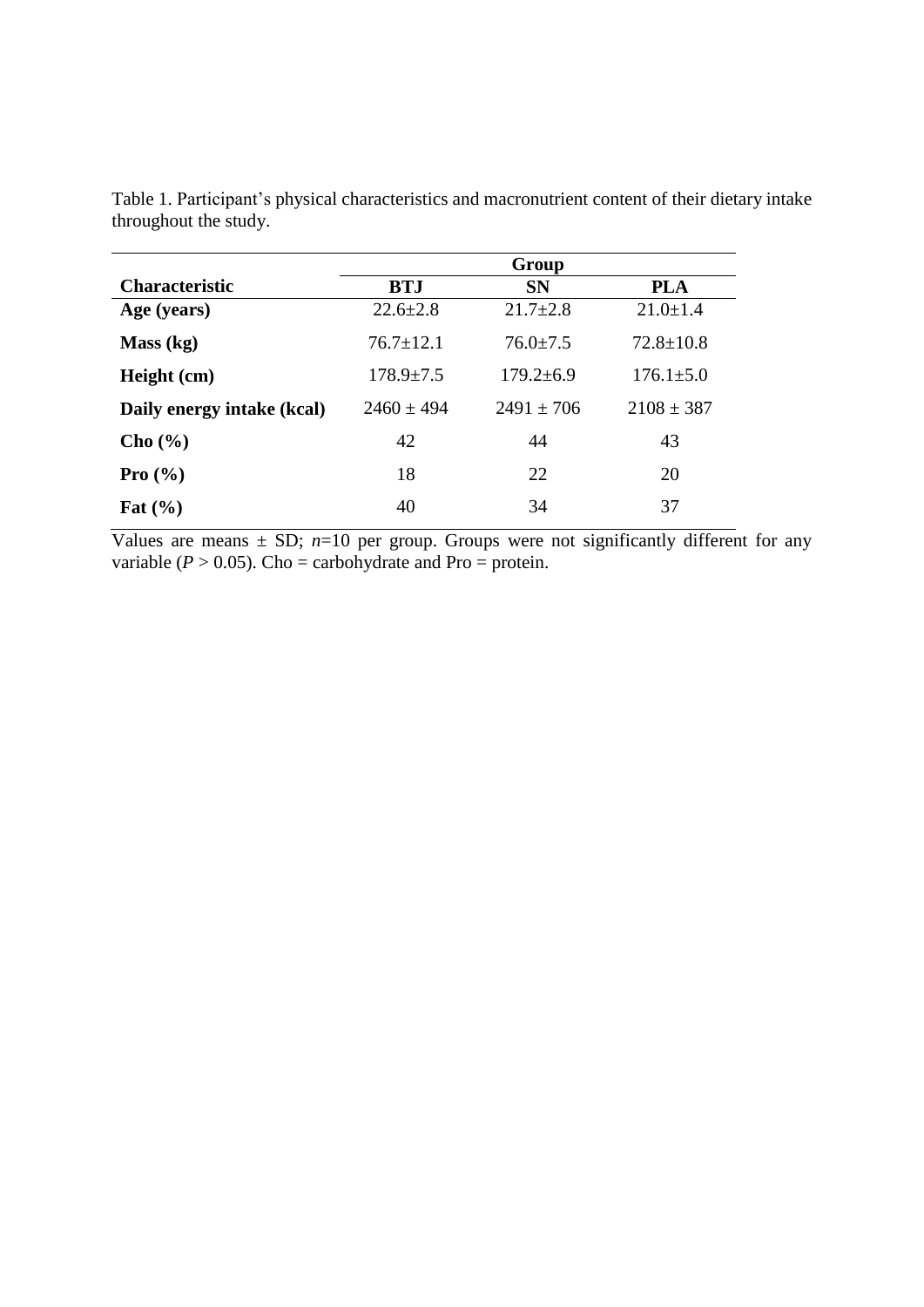Table 1. Participant's physical characteristics and macronutrient content of their dietary intake throughout the study.

| | Group | | |
|---|---|---|---|
| **Characteristic** | **BTJ** | **SN** | **PLA** |
| **Age (years)** | 22.6±2.8 | 21.7±2.8 | 21.0±1.4 |
| **Mass (kg)** | 76.7±12.1 | 76.0±7.5 | 72.8±10.8 |
| **Height (cm)** | 178.9±7.5 | 179.2±6.9 | 176.1±5.0 |
| **Daily energy intake (kcal)** | 2460 ± 494 | 2491 ± 706 | 2108 ± 387 |
| **Cho (%)** | 42 | 44 | 43 |
| **Pro (%)** | 18 | 22 | 20 |
| **Fat (%)** | 40 | 34 | 37 |

Values are means ± SD; $n$=10 per group. Groups were not significantly different for any variable ($P > 0.05$). Cho = carbohydrate and Pro = protein.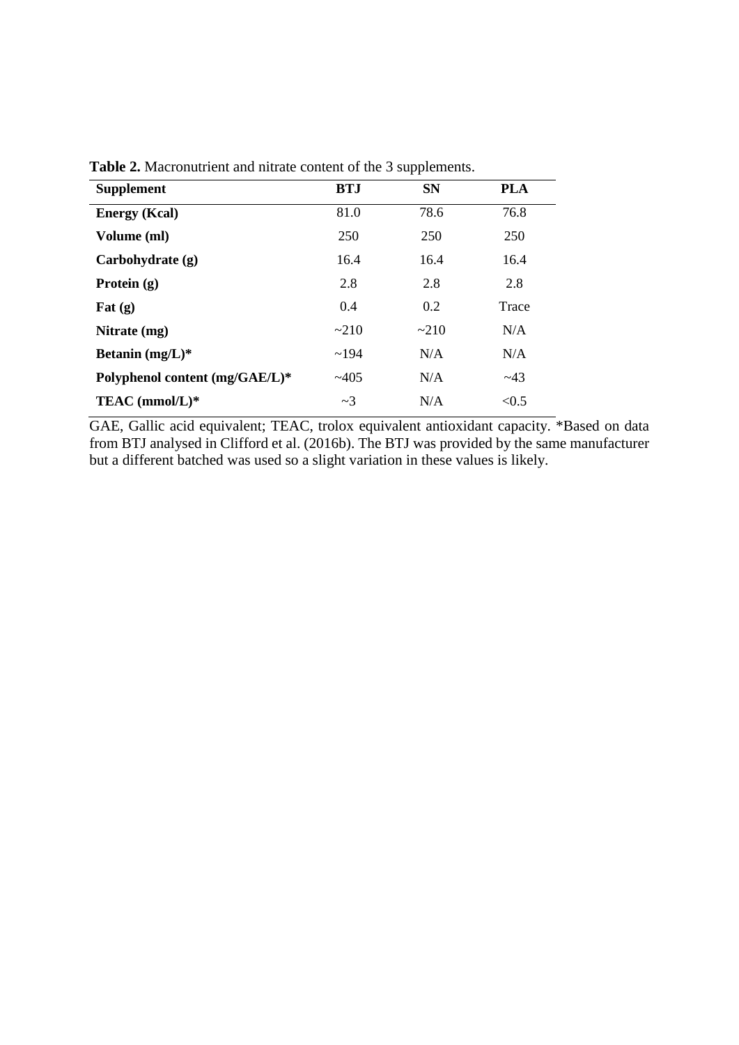**Table 2.** Macronutrient and nitrate content of the 3 supplements.

| Supplement | BTJ | SN | PLA |
|---|---|---|---|
| **Energy (Kcal)** | 81.0 | 78.6 | 76.8 |
| **Volume (ml)** | 250 | 250 | 250 |
| **Carbohydrate (g)** | 16.4 | 16.4 | 16.4 |
| **Protein (g)** | 2.8 | 2.8 | 2.8 |
| **Fat (g)** | 0.4 | 0.2 | Trace |
| **Nitrate (mg)** | ~210 | ~210 | N/A |
| **Betanin (mg/L)*** | ~194 | N/A | N/A |
| **Polyphenol content (mg/GAE/L)*** | ~405 | N/A | ~43 |
| **TEAC (mmol/L)*** | ~3 | N/A | <0.5 |

GAE, Gallic acid equivalent; TEAC, trolox equivalent antioxidant capacity. *Based on data from BTJ analysed in Clifford et al. (2016b). The BTJ was provided by the same manufacturer but a different batched was used so a slight variation in these values is likely.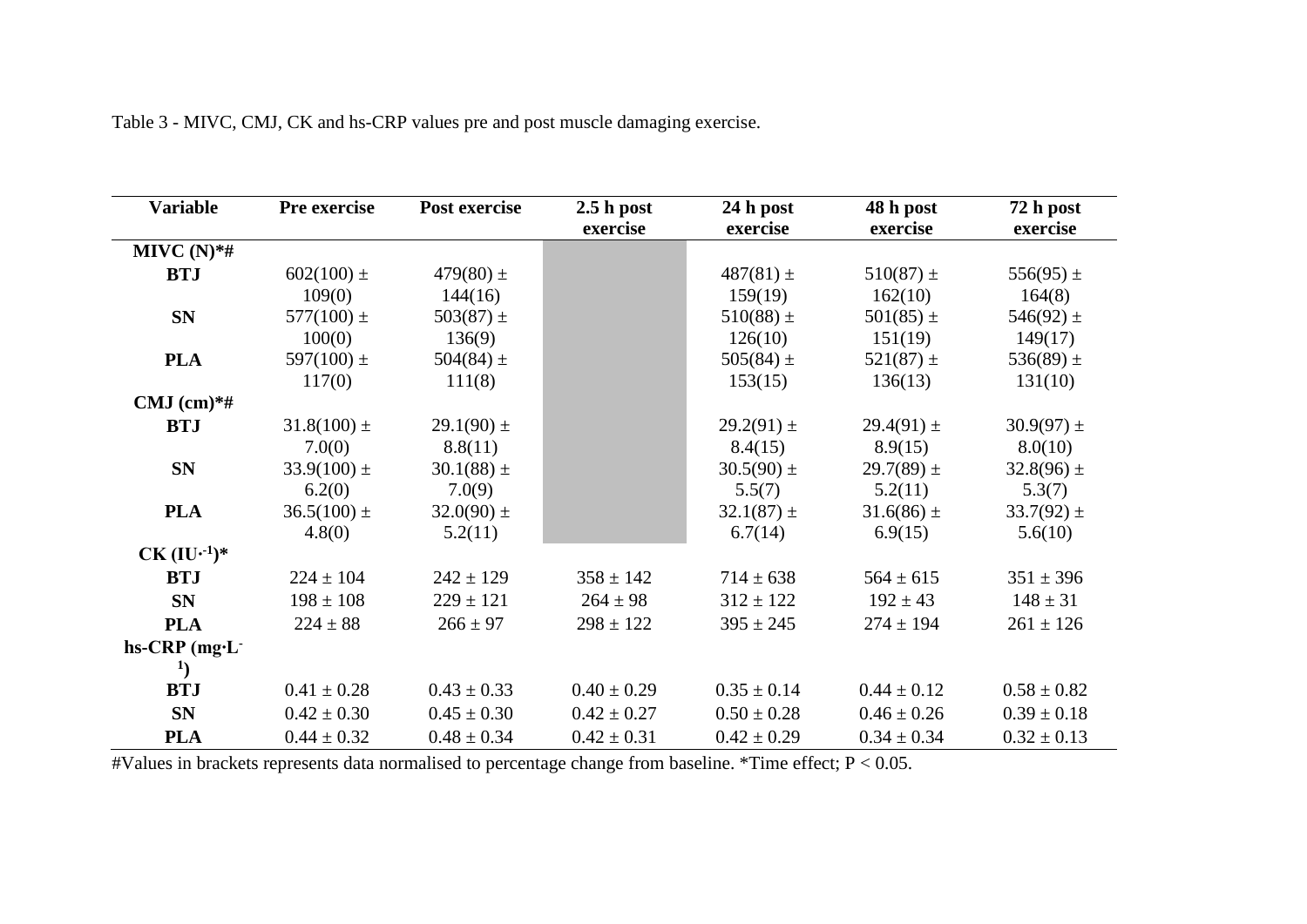Table 3 - MIVC, CMJ, CK and hs-CRP values pre and post muscle damaging exercise.

| Variable | Pre exercise | Post exercise | 2.5 h post exercise | 24 h post exercise | 48 h post exercise | 72 h post exercise |
|---|---|---|---|---|---|---|
| **MIVC (N)*#** | | | | | | |
| **BTJ** | 602(100) ± 109(0) | 479(80) ± 144(16) | | 487(81) ± 159(19) | 510(87) ± 162(10) | 556(95) ± 164(8) |
| **SN** | 577(100) ± 100(0) | 503(87) ± 136(9) | | 510(88) ± 126(10) | 501(85) ± 151(19) | 546(92) ± 149(17) |
| **PLA** | 597(100) ± 117(0) | 504(84) ± 111(8) | | 505(84) ± 153(15) | 521(87) ± 136(13) | 536(89) ± 131(10) |
| **CMJ (cm)*#** | | | | | | |
| **BTJ** | 31.8(100) ± 7.0(0) | 29.1(90) ± 8.8(11) | | 29.2(91) ± 8.4(15) | 29.4(91) ± 8.9(15) | 30.9(97) ± 8.0(10) |
| **SN** | 33.9(100) ± 6.2(0) | 30.1(88) ± 7.0(9) | | 30.5(90) ± 5.5(7) | 29.7(89) ± 5.2(11) | 32.8(96) ± 5.3(7) |
| **PLA** | 36.5(100) ± 4.8(0) | 32.0(90) ± 5.2(11) | | 32.1(87) ± 6.7(14) | 31.6(86) ± 6.9(15) | 33.7(92) ± 5.6(10) |
| **CK ($IU \cdot^{-1}$)*** | | | | | | |
| **BTJ** | 224 ± 104 | 242 ± 129 | 358 ± 142 | 714 ± 638 | 564 ± 615 | 351 ± 396 |
| **SN** | 198 ± 108 | 229 ± 121 | 264 ± 98 | 312 ± 122 | 192 ± 43 | 148 ± 31 |
| **PLA** | 224 ± 88 | 266 ± 97 | 298 ± 122 | 395 ± 245 | 274 ± 194 | 261 ± 126 |
| **hs-CRP ($mg \cdot L^{-1}$)** | | | | | | |
| **BTJ** | 0.41 ± 0.28 | 0.43 ± 0.33 | 0.40 ± 0.29 | 0.35 ± 0.14 | 0.44 ± 0.12 | 0.58 ± 0.82 |
| **SN** | 0.42 ± 0.30 | 0.45 ± 0.30 | 0.42 ± 0.27 | 0.50 ± 0.28 | 0.46 ± 0.26 | 0.39 ± 0.18 |
| **PLA** | 0.44 ± 0.32 | 0.48 ± 0.34 | 0.42 ± 0.31 | 0.42 ± 0.29 | 0.34 ± 0.34 | 0.32 ± 0.13 |

#Values in brackets represents data normalised to percentage change from baseline. *Time effect; $P < 0.05$.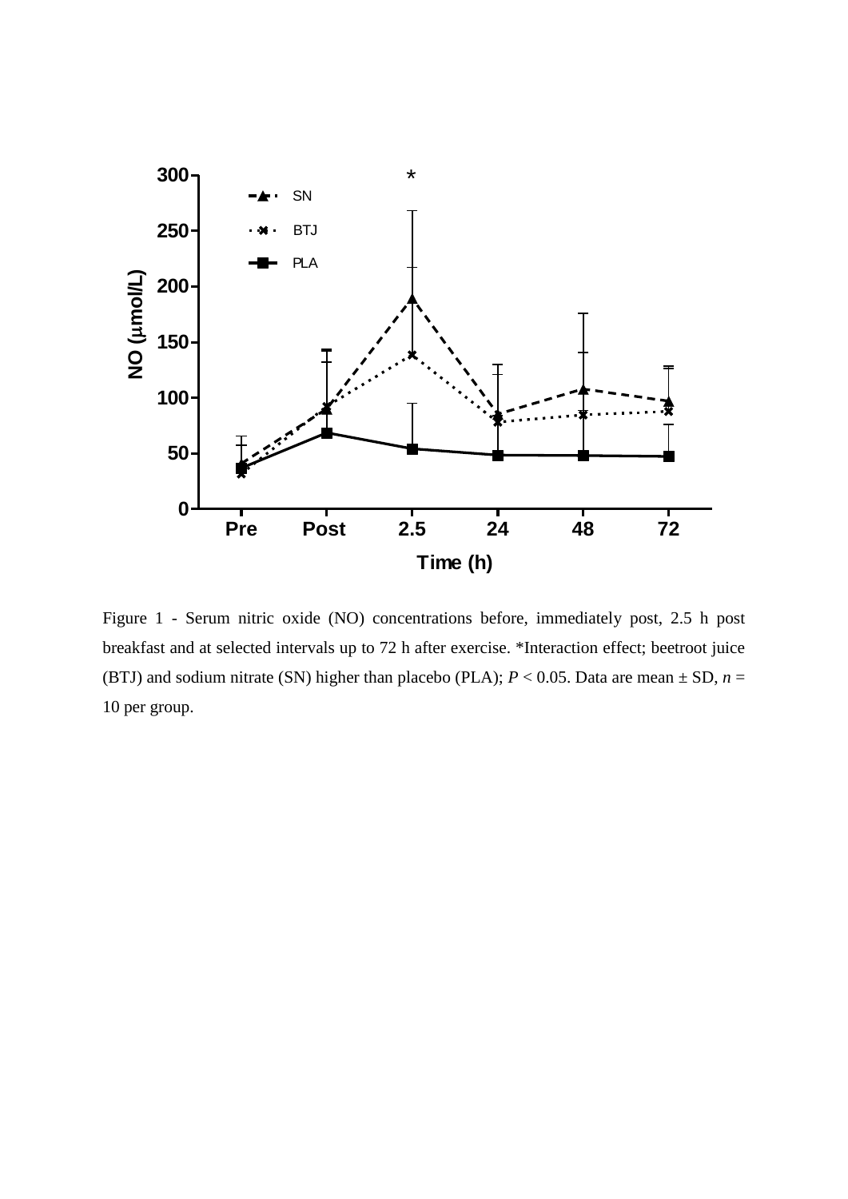Figure 1 - Serum nitric oxide (NO) concentrations before, immediately post, 2.5 h post breakfast and at selected intervals up to 72 h after exercise. *Interaction effect; beetroot juice (BTJ) and sodium nitrate (SN) higher than placebo (PLA); $P < 0.05$. Data are mean ± SD, $n$ = 10 per group.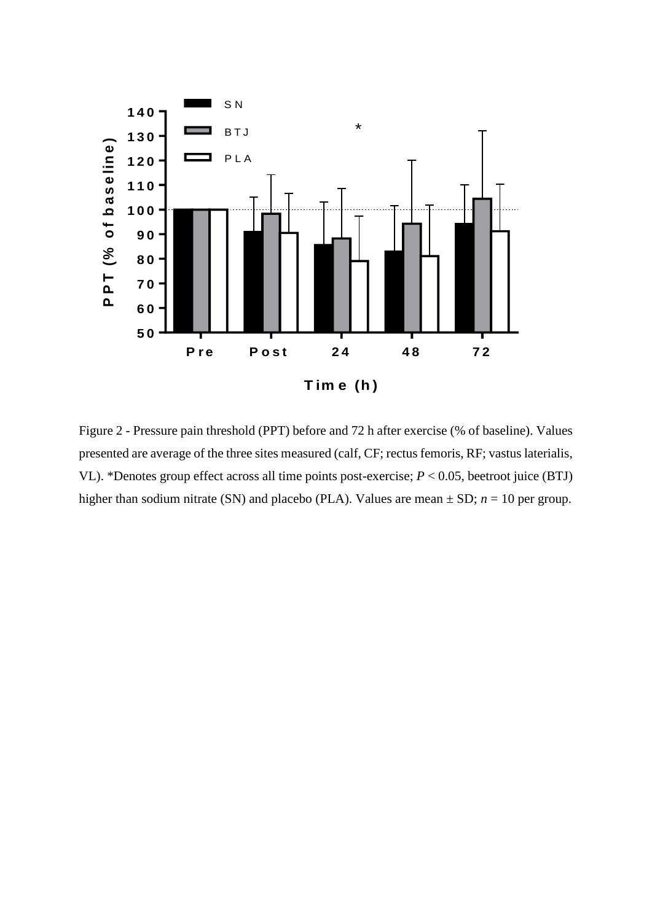SN

BTJ

PLA

*

PPT (% of baseline)

140
130
120
110
100
90
80
70
60
50

Pre
Post
24
48
72

Time (h)

Figure 2 - Pressure pain threshold (PPT) before and 72 h after exercise (% of baseline). Values presented are average of the three sites measured (calf, CF; rectus femoris, RF; vastus laterialis, VL). *Denotes group effect across all time points post-exercise; $P < 0.05$, beetroot juice (BTJ) higher than sodium nitrate (SN) and placebo (PLA). Values are mean ± SD; $n = 10$ per group.